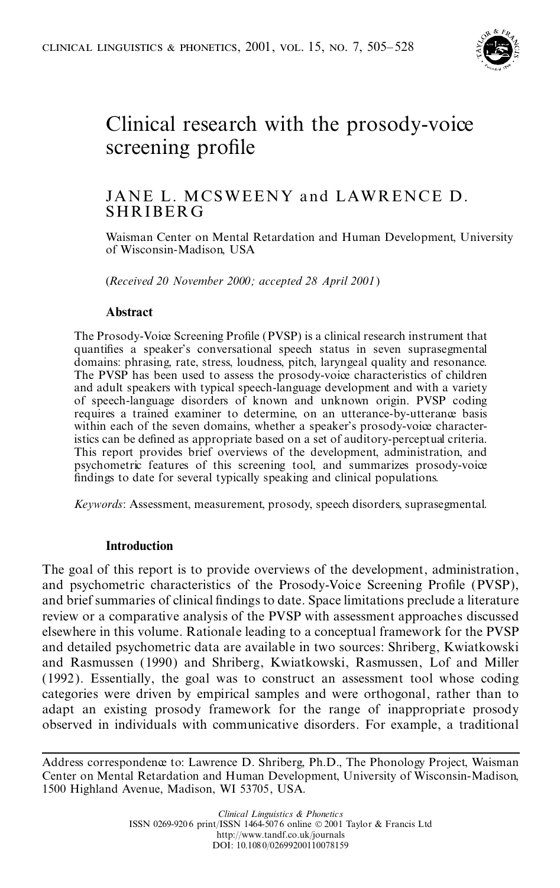# Clinical research with the prosody-voice screening profile

JANE L. MCSWEENY and LAWRENCE D. SHRIBERG

Waisman Center on Mental Retardation and Human Development, University of Wisconsin-Madison, USA

(*Received 20 November 2000; accepted 28 April 2001*)

## Abstract

The Prosody-Voice Screening Profile (PVSP) is a clinical research instrument that quantifies a speaker's conversational speech status in seven suprasegmental domains: phrasing, rate, stress, loudness, pitch, laryngeal quality and resonance. The PVSP has been used to assess the prosody-voice characteristics of children and adult speakers with typical speech-language development and with a variety of speech-language disorders of known and unknown origin. PVSP coding requires a trained examiner to determine, on an utterance-by-utterance basis within each of the seven domains, whether a speaker's prosody-voice characteristics can be defined as appropriate based on a set of auditory-perceptual criteria. This report provides brief overviews of the development, administration, and psychometric features of this screening tool, and summarizes prosody-voice findings to date for several typically speaking and clinical populations.

*Keywords*: Assessment, measurement, prosody, speech disorders, suprasegmental.

## Introduction

The goal of this report is to provide overviews of the development, administration, and psychometric characteristics of the Prosody-Voice Screening Profile (PVSP), and brief summaries of clinical findings to date. Space limitations preclude a literature review or a comparative analysis of the PVSP with assessment approaches discussed elsewhere in this volume. Rationale leading to a conceptual framework for the PVSP and detailed psychometric data are available in two sources: Shriberg, Kwiatkowski and Rasmussen (1990) and Shriberg, Kwiatkowski, Rasmussen, Lof and Miller (1992). Essentially, the goal was to construct an assessment tool whose coding categories were driven by empirical samples and were orthogonal, rather than to adapt an existing prosody framework for the range of inappropriate prosody observed in individuals with communicative disorders. For example, a traditional

Address correspondence to: Lawrence D. Shriberg, Ph.D., The Phonology Project, Waisman Center on Mental Retardation and Human Development, University of Wisconsin-Madison, 1500 Highland Avenue, Madison, WI 53705, USA.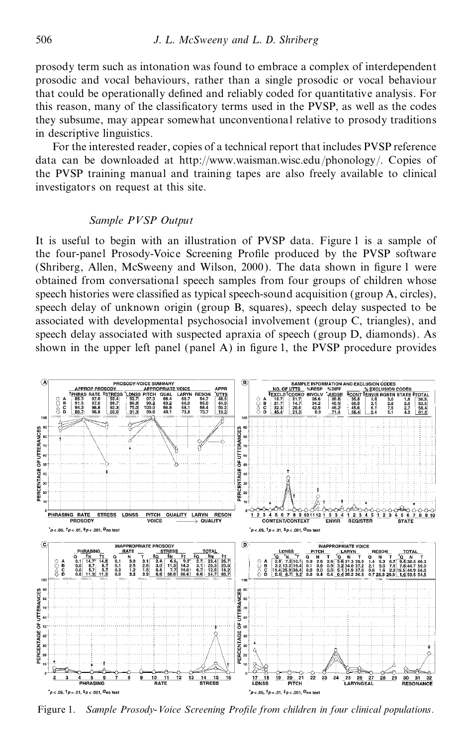prosody term such as intonation was found to embrace a complex of interdependent prosodic and vocal behaviours, rather than a single prosodic or vocal behaviour that could be operationally defined and reliably coded for quantitative analysis. For this reason, many of the classificatory terms used in the PVSP, as well as the codes they subsume, may appear somewhat unconventional relative to prosody traditions in descriptive linguistics.

For the interested reader, copies of a technical report that includes PVSP reference data can be downloaded at http://www.waisman.wisc.edu/phonology/. Copies of the PVSP training manual and training tapes are also freely available to clinical investigators on request at this site.

### *Sample PVSP Output*

It is useful to begin with an illustration of PVSP data. Figure 1 is a sample of the four-panel Prosody-Voice Screening Profile produced by the PVSP software (Shriberg, Allen, McSweeny and Wilson, 2000). The data shown in figure 1 were obtained from conversational speech samples from four groups of children whose speech histories were classified as typical speech-sound acquisition (group A, circles), speech delay of unknown origin (group B, squares), speech delay suspected to be associated with developmental psychosocial involvement (group C, triangles), and speech delay associated with suspected apraxia of speech (group D, diamonds). As shown in the upper left panel (panel A) in figure 1, the PVSP procedure provides

Figure 1. *Sample Prosody-Voice Screening Profile from children in four clinical populations.*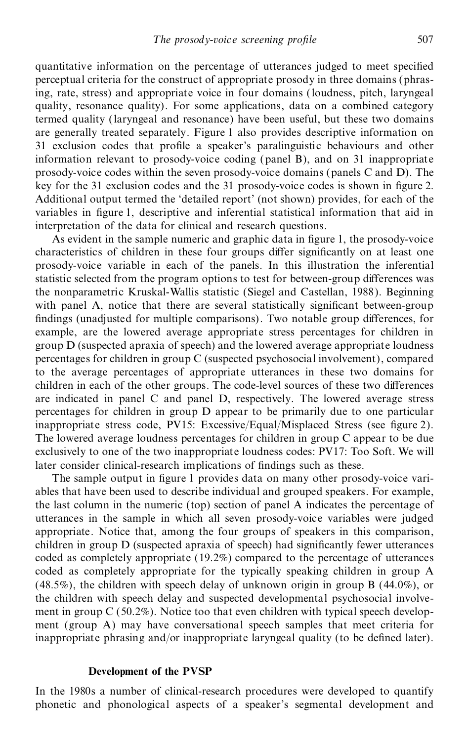quantitative information on the percentage of utterances judged to meet specified perceptual criteria for the construct of appropriate prosody in three domains (phrasing, rate, stress) and appropriate voice in four domains (loudness, pitch, laryngeal quality, resonance quality). For some applications, data on a combined category termed quality (laryngeal and resonance) have been useful, but these two domains are generally treated separately. Figure 1 also provides descriptive information on 31 exclusion codes that profile a speaker's paralinguistic behaviours and other information relevant to prosody-voice coding (panel B), and on 31 inappropriate prosody-voice codes within the seven prosody-voice domains (panels C and D). The key for the 31 exclusion codes and the 31 prosody-voice codes is shown in figure 2. Additional output termed the 'detailed report' (not shown) provides, for each of the variables in figure 1, descriptive and inferential statistical information that aid in interpretation of the data for clinical and research questions.

As evident in the sample numeric and graphic data in figure 1, the prosody-voice characteristics of children in these four groups differ significantly on at least one prosody-voice variable in each of the panels. In this illustration the inferential statistic selected from the program options to test for between-group differences was the nonparametric Kruskal-Wallis statistic (Siegel and Castellan, 1988). Beginning with panel A, notice that there are several statistically significant between-group findings (unadjusted for multiple comparisons). Two notable group differences, for example, are the lowered average appropriate stress percentages for children in group D (suspected apraxia of speech) and the lowered average appropriate loudness percentages for children in group C (suspected psychosocial involvement), compared to the average percentages of appropriate utterances in these two domains for children in each of the other groups. The code-level sources of these two differences are indicated in panel C and panel D, respectively. The lowered average stress percentages for children in group D appear to be primarily due to one particular inappropriate stress code, PV15: Excessive/Equal/Misplaced Stress (see figure 2). The lowered average loudness percentages for children in group C appear to be due exclusively to one of the two inappropriate loudness codes: PV17: Too Soft. We will later consider clinical-research implications of findings such as these.

The sample output in figure 1 provides data on many other prosody-voice variables that have been used to describe individual and grouped speakers. For example, the last column in the numeric (top) section of panel A indicates the percentage of utterances in the sample in which all seven prosody-voice variables were judged appropriate. Notice that, among the four groups of speakers in this comparison, children in group D (suspected apraxia of speech) had significantly fewer utterances coded as completely appropriate (19.2%) compared to the percentage of utterances coded as completely appropriate for the typically speaking children in group A (48.5%), the children with speech delay of unknown origin in group B (44.0%), or the children with speech delay and suspected developmental psychosocial involvement in group C (50.2%). Notice too that even children with typical speech development (group A) may have conversational speech samples that meet criteria for inappropriate phrasing and/or inappropriate laryngeal quality (to be defined later).

### Development of the PVSP

In the 1980s a number of clinical-research procedures were developed to quantify phonetic and phonological aspects of a speaker's segmental development and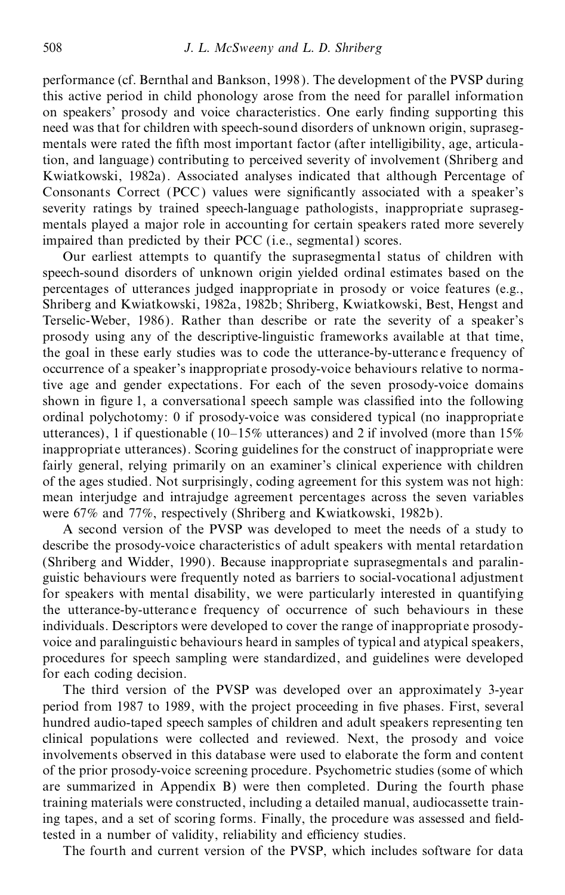performance (cf. Bernthal and Bankson, 1998). The development of the PVSP during this active period in child phonology arose from the need for parallel information on speakers' prosody and voice characteristics. One early finding supporting this need was that for children with speech-sound disorders of unknown origin, suprasegmentals were rated the fifth most important factor (after intelligibility, age, articulation, and language) contributing to perceived severity of involvement (Shriberg and Kwiatkowski, 1982a). Associated analyses indicated that although Percentage of Consonants Correct (PCC) values were significantly associated with a speaker's severity ratings by trained speech-language pathologists, inappropriate suprasegmentals played a major role in accounting for certain speakers rated more severely impaired than predicted by their PCC (i.e., segmental) scores.

Our earliest attempts to quantify the suprasegmental status of children with speech-sound disorders of unknown origin yielded ordinal estimates based on the percentages of utterances judged inappropriate in prosody or voice features (e.g., Shriberg and Kwiatkowski, 1982a, 1982b; Shriberg, Kwiatkowski, Best, Hengst and Terselic-Weber, 1986). Rather than describe or rate the severity of a speaker's prosody using any of the descriptive-linguistic frameworks available at that time, the goal in these early studies was to code the utterance-by-utterance frequency of occurrence of a speaker's inappropriate prosody-voice behaviours relative to normative age and gender expectations. For each of the seven prosody-voice domains shown in figure 1, a conversational speech sample was classified into the following ordinal polychotomy: 0 if prosody-voice was considered typical (no inappropriate utterances), 1 if questionable (10–15% utterances) and 2 if involved (more than 15% inappropriate utterances). Scoring guidelines for the construct of inappropriate were fairly general, relying primarily on an examiner's clinical experience with children of the ages studied. Not surprisingly, coding agreement for this system was not high: mean interjudge and intrajudge agreement percentages across the seven variables were 67% and 77%, respectively (Shriberg and Kwiatkowski, 1982b).

A second version of the PVSP was developed to meet the needs of a study to describe the prosody-voice characteristics of adult speakers with mental retardation (Shriberg and Widder, 1990). Because inappropriate suprasegmentals and paralinguistic behaviours were frequently noted as barriers to social-vocational adjustment for speakers with mental disability, we were particularly interested in quantifying the utterance-by-utterance frequency of occurrence of such behaviours in these individuals. Descriptors were developed to cover the range of inappropriate prosody-voice and paralinguistic behaviours heard in samples of typical and atypical speakers, procedures for speech sampling were standardized, and guidelines were developed for each coding decision.

The third version of the PVSP was developed over an approximately 3-year period from 1987 to 1989, with the project proceeding in five phases. First, several hundred audio-taped speech samples of children and adult speakers representing ten clinical populations were collected and reviewed. Next, the prosody and voice involvements observed in this database were used to elaborate the form and content of the prior prosody-voice screening procedure. Psychometric studies (some of which are summarized in Appendix B) were then completed. During the fourth phase training materials were constructed, including a detailed manual, audiocassette training tapes, and a set of scoring forms. Finally, the procedure was assessed and field-tested in a number of validity, reliability and efficiency studies.

The fourth and current version of the PVSP, which includes software for data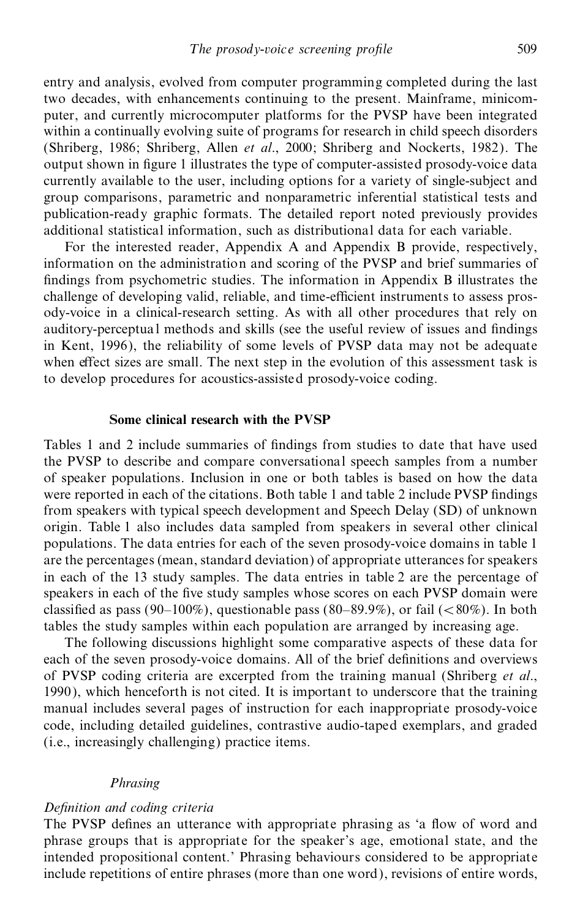entry and analysis, evolved from computer programming completed during the last two decades, with enhancements continuing to the present. Mainframe, minicomputer, and currently microcomputer platforms for the PVSP have been integrated within a continually evolving suite of programs for research in child speech disorders (Shriberg, 1986; Shriberg, Allen *et al*., 2000; Shriberg and Nockerts, 1982). The output shown in figure 1 illustrates the type of computer-assisted prosody-voice data currently available to the user, including options for a variety of single-subject and group comparisons, parametric and nonparametric inferential statistical tests and publication-ready graphic formats. The detailed report noted previously provides additional statistical information, such as distributional data for each variable.

For the interested reader, Appendix A and Appendix B provide, respectively, information on the administration and scoring of the PVSP and brief summaries of findings from psychometric studies. The information in Appendix B illustrates the challenge of developing valid, reliable, and time-efficient instruments to assess prosody-voice in a clinical-research setting. As with all other procedures that rely on auditory-perceptual methods and skills (see the useful review of issues and findings in Kent, 1996), the reliability of some levels of PVSP data may not be adequate when effect sizes are small. The next step in the evolution of this assessment task is to develop procedures for acoustics-assisted prosody-voice coding.

## Some clinical research with the PVSP

Tables 1 and 2 include summaries of findings from studies to date that have used the PVSP to describe and compare conversational speech samples from a number of speaker populations. Inclusion in one or both tables is based on how the data were reported in each of the citations. Both table 1 and table 2 include PVSP findings from speakers with typical speech development and Speech Delay (SD) of unknown origin. Table 1 also includes data sampled from speakers in several other clinical populations. The data entries for each of the seven prosody-voice domains in table 1 are the percentages (mean, standard deviation) of appropriate utterances for speakers in each of the 13 study samples. The data entries in table 2 are the percentage of speakers in each of the five study samples whose scores on each PVSP domain were classified as pass (90–100%), questionable pass (80–89.9%), or fail (<80%). In both tables the study samples within each population are arranged by increasing age.

The following discussions highlight some comparative aspects of these data for each of the seven prosody-voice domains. All of the brief definitions and overviews of PVSP coding criteria are excerpted from the training manual (Shriberg *et al*., 1990), which henceforth is not cited. It is important to underscore that the training manual includes several pages of instruction for each inappropriate prosody-voice code, including detailed guidelines, contrastive audio-taped exemplars, and graded (i.e., increasingly challenging) practice items.

### *Phrasing*

#### *Definition and coding criteria*

The PVSP defines an utterance with appropriate phrasing as 'a flow of word and phrase groups that is appropriate for the speaker's age, emotional state, and the intended propositional content.' Phrasing behaviours considered to be appropriate include repetitions of entire phrases (more than one word), revisions of entire words,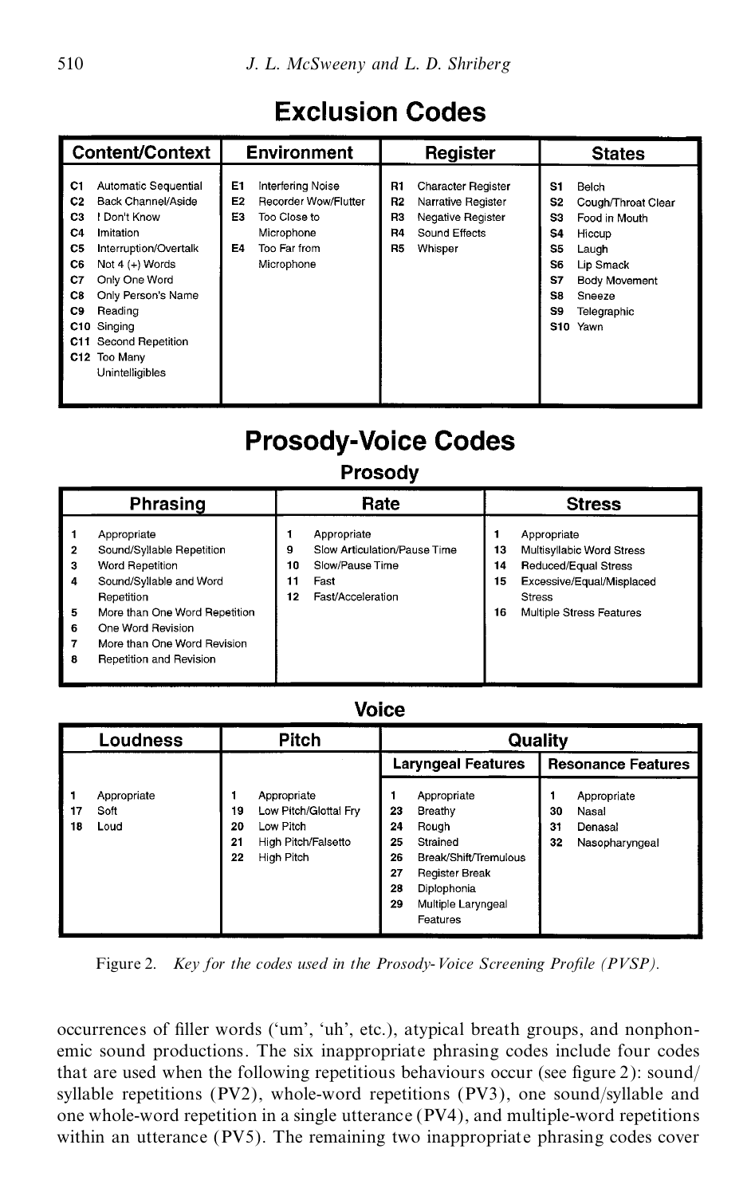## Exclusion Codes

| Content/Context | Environment | Register | States |
|---|---|---|---|
| C1 Automatic Sequential<br>C2 Back Channel/Aside<br>C3 I Don't Know<br>C4 Imitation<br>C5 Interruption/Overtalk<br>C6 Not 4 (+) Words<br>C7 Only One Word<br>C8 Only Person's Name<br>C9 Reading<br>C10 Singing<br>C11 Second Repetition<br>C12 Too Many Unintelligibles | E1 Interfering Noise<br>E2 Recorder Wow/Flutter<br>E3 Too Close to Microphone<br>E4 Too Far from Microphone | R1 Character Register<br>R2 Narrative Register<br>R3 Negative Register<br>R4 Sound Effects<br>R5 Whisper | S1 Belch<br>S2 Cough/Throat Clear<br>S3 Food in Mouth<br>S4 Hiccup<br>S5 Laugh<br>S6 Lip Smack<br>S7 Body Movement<br>S8 Sneeze<br>S9 Telegraphic<br>S10 Yawn |

## Prosody-Voice Codes

### Prosody

| Phrasing | Rate | Stress |
|---|---|---|
| 1 Appropriate<br>2 Sound/Syllable Repetition<br>3 Word Repetition<br>4 Sound/Syllable and Word Repetition<br>5 More than One Word Repetition<br>6 One Word Revision<br>7 More than One Word Revision<br>8 Repetition and Revision | 1 Appropriate<br>9 Slow Articulation/Pause Time<br>10 Slow/Pause Time<br>11 Fast<br>12 Fast/Acceleration | 1 Appropriate<br>13 Multisyllabic Word Stress<br>14 Reduced/Equal Stress<br>15 Excessive/Equal/Misplaced Stress<br>16 Multiple Stress Features |

### Voice

| Loudness | Pitch | Quality | |
|---|---|---|---|
| | | Laryngeal Features | Resonance Features |
| 1 Appropriate<br>17 Soft<br>18 Loud | 1 Appropriate<br>19 Low Pitch/Glottal Fry<br>20 Low Pitch<br>21 High Pitch/Falsetto<br>22 High Pitch | 1 Appropriate<br>23 Breathy<br>24 Rough<br>25 Strained<br>26 Break/Shift/Tremulous<br>27 Register Break<br>28 Diplophonia<br>29 Multiple Laryngeal Features | 1 Appropriate<br>30 Nasal<br>31 Denasal<br>32 Nasopharyngeal |

Figure 2. *Key for the codes used in the Prosody-Voice Screening Profile (PVSP).*

occurrences of filler words ('um', 'uh', etc.), atypical breath groups, and nonphonemic sound productions. The six inappropriate phrasing codes include four codes that are used when the following repetitious behaviours occur (see figure 2): sound/syllable repetitions (PV2), whole-word repetitions (PV3), one sound/syllable and one whole-word repetition in a single utterance (PV4), and multiple-word repetitions within an utterance (PV5). The remaining two inappropriate phrasing codes cover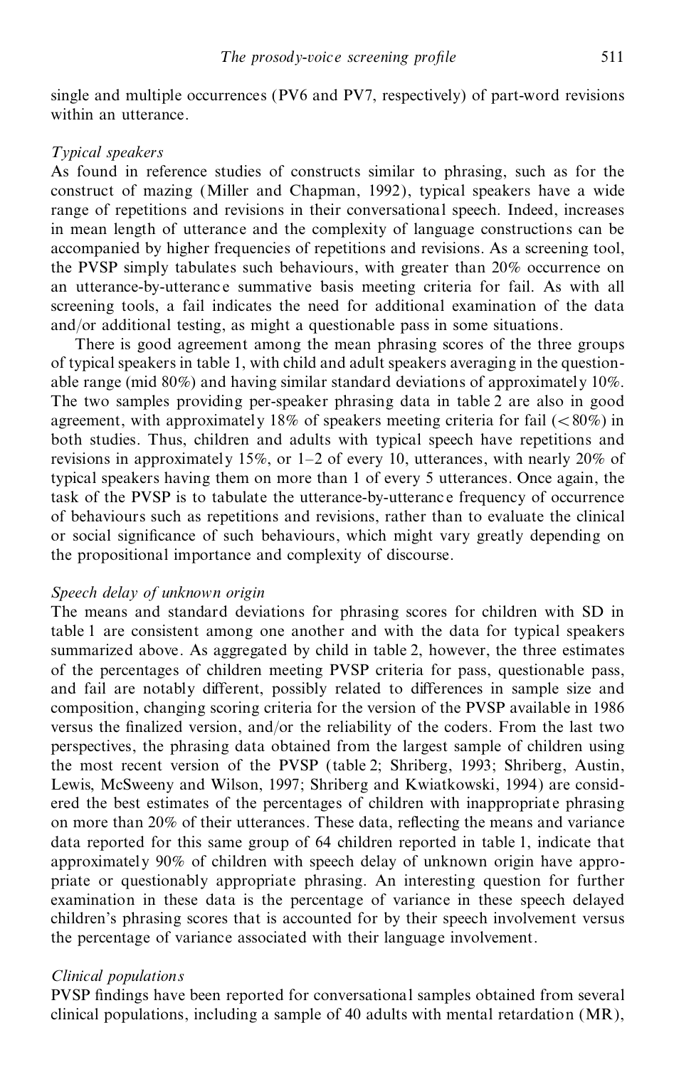single and multiple occurrences (PV6 and PV7, respectively) of part-word revisions within an utterance.

*Typical speakers*

As found in reference studies of constructs similar to phrasing, such as for the construct of mazing (Miller and Chapman, 1992), typical speakers have a wide range of repetitions and revisions in their conversational speech. Indeed, increases in mean length of utterance and the complexity of language constructions can be accompanied by higher frequencies of repetitions and revisions. As a screening tool, the PVSP simply tabulates such behaviours, with greater than 20% occurrence on an utterance-by-utterance summative basis meeting criteria for fail. As with all screening tools, a fail indicates the need for additional examination of the data and/or additional testing, as might a questionable pass in some situations.

There is good agreement among the mean phrasing scores of the three groups of typical speakers in table 1, with child and adult speakers averaging in the questionable range (mid 80%) and having similar standard deviations of approximately 10%. The two samples providing per-speaker phrasing data in table 2 are also in good agreement, with approximately 18% of speakers meeting criteria for fail (< 80%) in both studies. Thus, children and adults with typical speech have repetitions and revisions in approximately 15%, or 1–2 of every 10, utterances, with nearly 20% of typical speakers having them on more than 1 of every 5 utterances. Once again, the task of the PVSP is to tabulate the utterance-by-utterance frequency of occurrence of behaviours such as repetitions and revisions, rather than to evaluate the clinical or social significance of such behaviours, which might vary greatly depending on the propositional importance and complexity of discourse.

*Speech delay of unknown origin*

The means and standard deviations for phrasing scores for children with SD in table 1 are consistent among one another and with the data for typical speakers summarized above. As aggregated by child in table 2, however, the three estimates of the percentages of children meeting PVSP criteria for pass, questionable pass, and fail are notably different, possibly related to differences in sample size and composition, changing scoring criteria for the version of the PVSP available in 1986 versus the finalized version, and/or the reliability of the coders. From the last two perspectives, the phrasing data obtained from the largest sample of children using the most recent version of the PVSP (table 2; Shriberg, 1993; Shriberg, Austin, Lewis, McSweeny and Wilson, 1997; Shriberg and Kwiatkowski, 1994) are considered the best estimates of the percentages of children with inappropriate phrasing on more than 20% of their utterances. These data, reflecting the means and variance data reported for this same group of 64 children reported in table 1, indicate that approximately 90% of children with speech delay of unknown origin have appropriate or questionably appropriate phrasing. An interesting question for further examination in these data is the percentage of variance in these speech delayed children's phrasing scores that is accounted for by their speech involvement versus the percentage of variance associated with their language involvement.

*Clinical populations*

PVSP findings have been reported for conversational samples obtained from several clinical populations, including a sample of 40 adults with mental retardation (MR),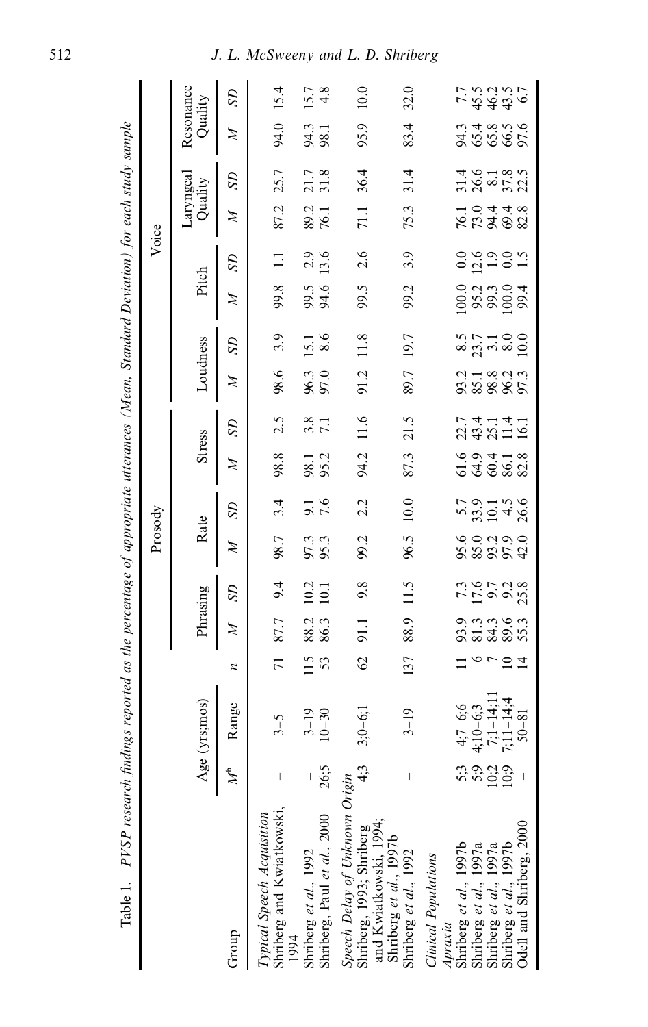Table 1. PVSP research findings reported as the percentage of appropriate utterances (Mean, Standard Deviation) for each study sample

| Group | Age (yrs;mos) | | | Prosody | | | | | | Voice | | | | | | | |
|---|---|---|---|---|---|---|---|---|---|---|---|---|---|---|---|---|---|
| | | | | Phrasing | | Rate | | Stress | | Loudness | | Pitch | | Laryngeal Quality | | Resonance Quality | |
| | $M^b$ | Range | $n$ | $M$ | $SD$ | $M$ | $SD$ | $M$ | $SD$ | $M$ | $SD$ | $M$ | $SD$ | $M$ | $SD$ | $M$ | $SD$ |
| *Typical Speech Acquisition* | | | | | | | | | | | | | | | | | |
| Shriberg and Kwiatkowski, 1994 | – | 3–5 | 71 | 87.7 | 9.4 | 98.7 | 3.4 | 98.8 | 2.5 | 98.6 | 3.9 | 99.8 | 1.1 | 87.2 | 25.7 | 94.0 | 15.4 |
| Shriberg *et al.*, 1992 | – | 3–19 | 115 | 88.2 | 10.2 | 97.3 | 9.1 | 98.1 | 3.8 | 96.3 | 15.1 | 99.5 | 2.9 | 89.2 | 21.7 | 94.3 | 15.7 |
| Shriberg, Paul *et al.*, 2000 | 26;5 | 10–30 | 53 | 86.3 | 10.1 | 95.3 | 7.6 | 95.2 | 7.1 | 97.0 | 8.6 | 94.6 | 13.6 | 76.1 | 31.8 | 98.1 | 4.8 |
| *Speech Delay of Unknown Origin* | | | | | | | | | | | | | | | | | |
| Shriberg, 1993; Shriberg and Kwiatkowski, 1994; Shriberg *et al.*, 1997b | 4;3 | 3;0–6;1 | 62 | 91.1 | 9.8 | 99.2 | 2.2 | 94.2 | 11.6 | 91.2 | 11.8 | 99.5 | 2.6 | 71.1 | 36.4 | 95.9 | 10.0 |
| Shriberg *et al.*, 1992 | – | 3–19 | 137 | 88.9 | 11.5 | 96.5 | 10.0 | 87.3 | 21.5 | 89.7 | 19.7 | 99.2 | 3.9 | 75.3 | 31.4 | 83.4 | 32.0 |
| *Clinical Populations* | | | | | | | | | | | | | | | | | |
| *Apraxia* | | | | | | | | | | | | | | | | | |
| Shriberg *et al.*, 1997b | 5;3 | 4;7–6;6 | 11 | 93.9 | 7.3 | 95.6 | 5.7 | 61.6 | 22.7 | 93.2 | 8.5 | 100.0 | 0.0 | 76.1 | 31.4 | 94.3 | 7.7 |
| Shriberg *et al.*, 1997a | 5;9 | 4;10–6;3 | 6 | 81.3 | 17.6 | 85.0 | 33.9 | 64.9 | 43.4 | 85.1 | 23.7 | 95.2 | 12.6 | 73.0 | 26.6 | 65.4 | 45.5 |
| Shriberg *et al.*, 1997a | 10;2 | 7;1–14;11 | 7 | 84.3 | 9.7 | 93.2 | 10.1 | 60.4 | 25.1 | 98.8 | 3.1 | 99.3 | 1.9 | 94.4 | 8.1 | 65.8 | 46.2 |
| Shriberg *et al.*, 1997b | 10;9 | 7;11–14;4 | 10 | 89.6 | 9.2 | 97.9 | 4.5 | 86.1 | 11.4 | 96.2 | 8.0 | 100.0 | 0.0 | 69.4 | 37.8 | 66.5 | 43.5 |
| Odell and Shriberg, 2000 | – | 50–81 | 14 | 55.3 | 25.8 | 42.0 | 26.6 | 82.8 | 16.1 | 97.3 | 10.0 | 99.4 | 1.5 | 82.8 | 22.5 | 97.6 | 6.7 |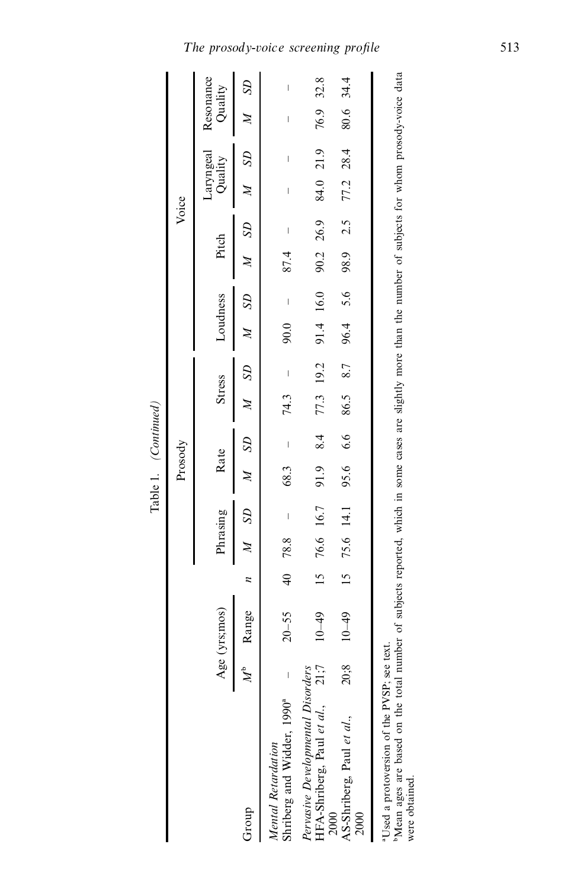Table 1. *(Continued)*

| Group | Age (yrs;mos) | | | Prosody | | | | | | Voice | | | | | | | |
|---|---|---|---|---|---|---|---|---|---|---|---|---|---|---|---|---|---|
| | | | | Phrasing | | Rate | | Stress | | Loudness | | Pitch | | Laryngeal Quality | | Resonance Quality | |
| | *M*[b] | Range | *n* | *M* | *SD* | *M* | *SD* | *M* | *SD* | *M* | *SD* | *M* | *SD* | *M* | *SD* | *M* | *SD* |
| *Mental Retardation* | | | | | | | | | | | | | | | | | |
| Shriberg and Widder, 1990[a] | – | 20–55 | 40 | 78.8 | – | 68.3 | – | 74.3 | – | 90.0 | – | 87.4 | – | – | – | – | – |
| *Pervasive Developmental Disorders* | | | | | | | | | | | | | | | | | |
| HFA-Shriberg, Paul *et al.*, 2000 | 21;7 | 10–49 | 15 | 76.6 | 16.7 | 91.9 | 8.4 | 77.3 | 19.2 | 91.4 | 16.0 | 90.2 | 26.9 | 84.0 | 21.9 | 76.9 | 32.8 |
| AS-Shriberg, Paul *et al.*, 2000 | 20;8 | 10–49 | 15 | 75.6 | 14.1 | 95.6 | 6.6 | 86.5 | 8.7 | 96.4 | 5.6 | 98.9 | 2.5 | 77.2 | 28.4 | 80.6 | 34.4 |

[a]Used a protoversion of the PVSP; see text.
[b]Mean ages are based on the total number of subjects reported, which in some cases are slightly more than the number of subjects for whom prosody-voice data were obtained.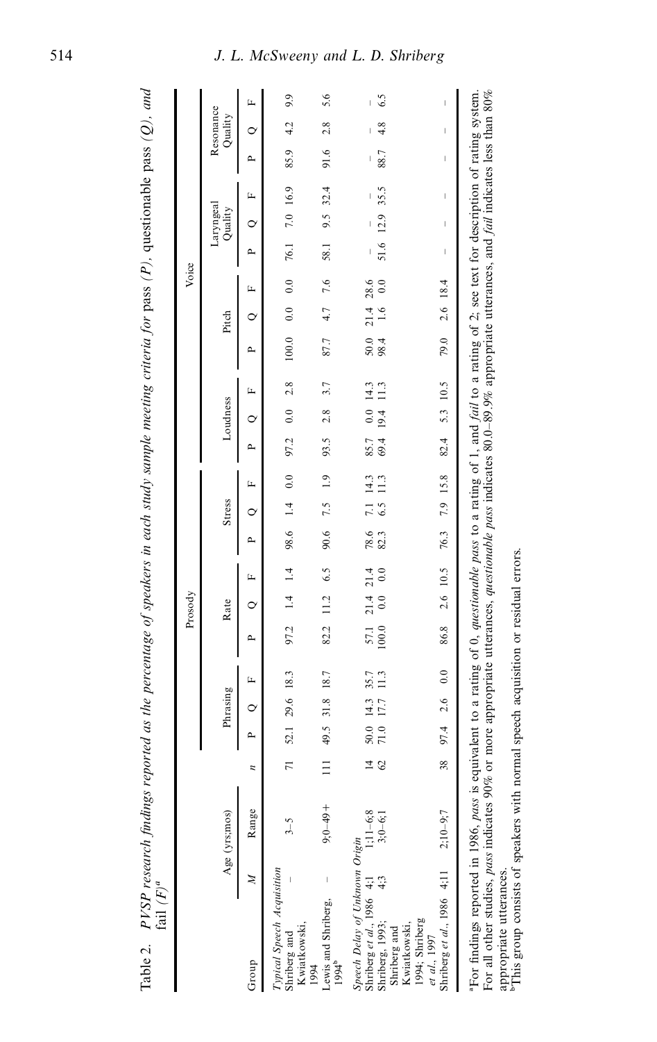Table 2. *PVSP research findings reported as the percentage of speakers in each study sample meeting criteria for* pass *(P)*, questionable pass *(Q), and* fail *(F)*[a]

| Group | Age (yrs;mos) | | | Prosody | | | | | | | | | Voice | | | | | | | | | | | |
|---|---|---|---|---|---|---|---|---|---|---|---|---|---|---|---|---|---|---|---|---|---|---|---|---|
| | | | | Phrasing | | | Rate | | | Stress | | | Loudness | | | Pitch | | | Laryngeal Quality | | | Resonance Quality | | |
| | M | Range | n | P | Q | F | P | Q | F | P | Q | F | P | Q | F | P | Q | F | P | Q | F | P | Q | F |
| *Typical Speech Acquisition* | | | | | | | | | | | | | | | | | | | | | | | | |
| Shriberg and Kwiatkowski, 1994 | – | 3–5 | 71 | 52.1 | 29.6 | 18.3 | 97.2 | 1.4 | 1.4 | 98.6 | 1.4 | 0.0 | 97.2 | 0.0 | 2.8 | 100.0 | 0.0 | 0.0 | 76.1 | 7.0 | 16.9 | 85.9 | 4.2 | 9.9 |
| Lewis and Shriberg, 1994[b] | – | 9;0–49+ | 111 | 49.5 | 31.8 | 18.7 | 82.2 | 11.2 | 6.5 | 90.6 | 7.5 | 1.9 | 93.5 | 2.8 | 3.7 | 87.7 | 4.7 | 7.6 | 58.1 | 9.5 | 32.4 | 91.6 | 2.8 | 5.6 |
| *Speech Delay of Unknown Origin* | | | | | | | | | | | | | | | | | | | | | | | | |
| Shriberg *et al.*, 1986 | 4;1 | 1;11–6;8 | 14 | 50.0 | 14.3 | 35.7 | 57.1 | 21.4 | 21.4 | 78.6 | 7.1 | 14.3 | 85.7 | 0.0 | 14.3 | 50.0 | 21.4 | 28.6 | – | – | – | – | – | – |
| Shriberg, 1993; Shriberg and Kwiatkowski, 1994; Shriberg *et al.*, 1997 | 4;3 | 3;0–6;1 | 62 | 71.0 | 17.7 | 11.3 | 100.0 | 0.0 | 0.0 | 82.3 | 6.5 | 11.3 | 69.4 | 19.4 | 11.3 | 98.4 | 1.6 | 0.0 | 51.6 | 12.9 | 35.5 | 88.7 | 4.8 | 6.5 |
| Shriberg *et al.*, 1986 | 4;11 | 2;10–9;7 | 38 | 97.4 | 2.6 | 0.0 | 86.8 | 2.6 | 10.5 | 76.3 | 7.9 | 15.8 | 82.4 | 5.3 | 10.5 | 79.0 | 2.6 | 18.4 | – | – | – | – | – | – |

[a]For findings reported in 1986, *pass* is equivalent to a rating of 0, *questionable pass* to a rating of 1, and *fail* to a rating of 2; see text for description of rating system. For all other studies, *pass* indicates 90% or more appropriate utterances, *questionable pass* indicates 80.0–89.9% appropriate utterances, and *fail* indicates less than 80% appropriate utterances.

[b]This group consists of speakers with normal speech acquisition or residual errors.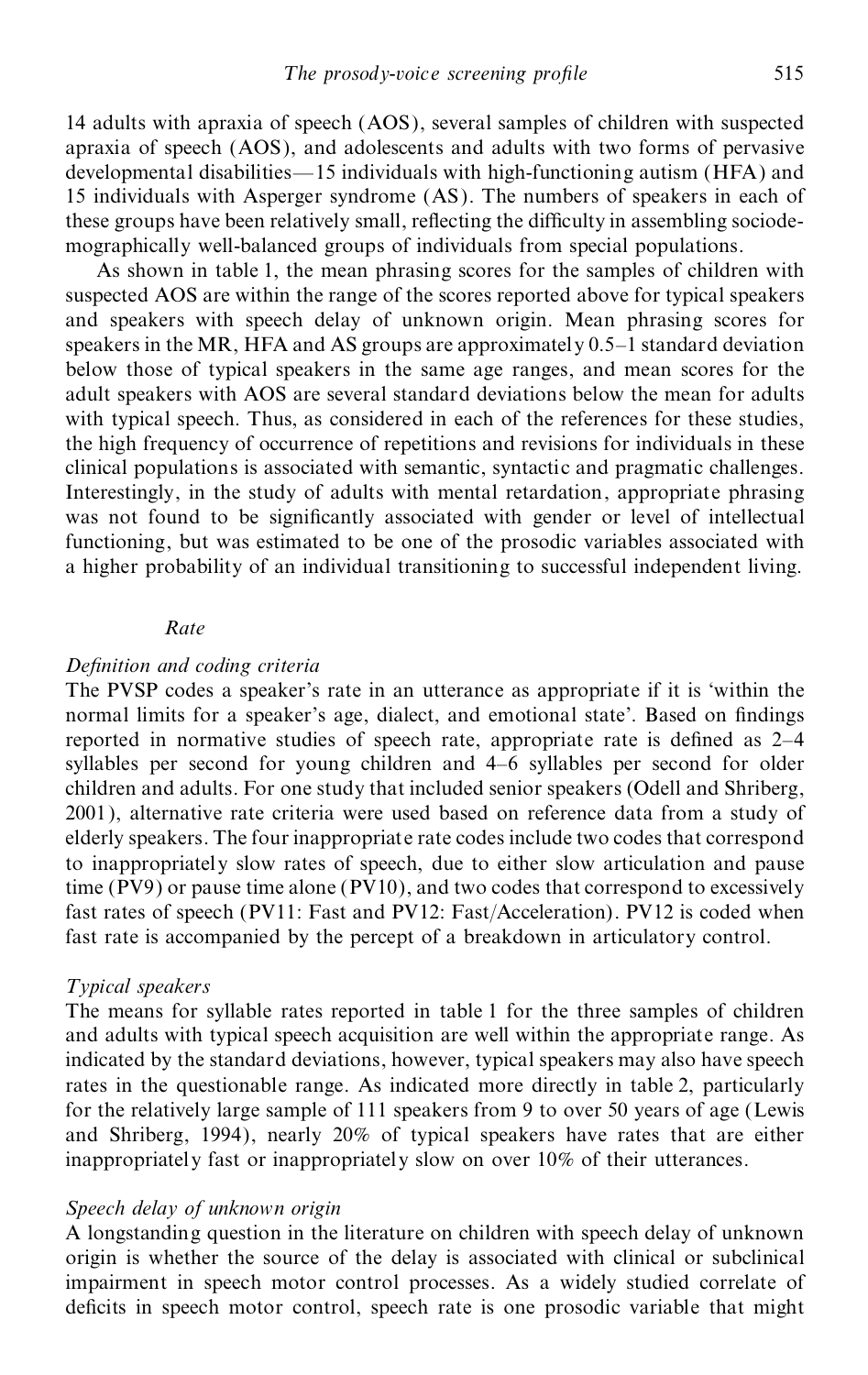14 adults with apraxia of speech (AOS), several samples of children with suspected apraxia of speech (AOS), and adolescents and adults with two forms of pervasive developmental disabilities—15 individuals with high-functioning autism (HFA) and 15 individuals with Asperger syndrome (AS). The numbers of speakers in each of these groups have been relatively small, reflecting the difficulty in assembling sociodemographically well-balanced groups of individuals from special populations.

As shown in table 1, the mean phrasing scores for the samples of children with suspected AOS are within the range of the scores reported above for typical speakers and speakers with speech delay of unknown origin. Mean phrasing scores for speakers in the MR, HFA and AS groups are approximately 0.5–1 standard deviation below those of typical speakers in the same age ranges, and mean scores for the adult speakers with AOS are several standard deviations below the mean for adults with typical speech. Thus, as considered in each of the references for these studies, the high frequency of occurrence of repetitions and revisions for individuals in these clinical populations is associated with semantic, syntactic and pragmatic challenges. Interestingly, in the study of adults with mental retardation, appropriate phrasing was not found to be significantly associated with gender or level of intellectual functioning, but was estimated to be one of the prosodic variables associated with a higher probability of an individual transitioning to successful independent living.

### *Rate*

#### *Definition and coding criteria*

The PVSP codes a speaker's rate in an utterance as appropriate if it is 'within the normal limits for a speaker's age, dialect, and emotional state'. Based on findings reported in normative studies of speech rate, appropriate rate is defined as 2–4 syllables per second for young children and 4–6 syllables per second for older children and adults. For one study that included senior speakers (Odell and Shriberg, 2001), alternative rate criteria were used based on reference data from a study of elderly speakers. The four inappropriate rate codes include two codes that correspond to inappropriately slow rates of speech, due to either slow articulation and pause time (PV9) or pause time alone (PV10), and two codes that correspond to excessively fast rates of speech (PV11: Fast and PV12: Fast/Acceleration). PV12 is coded when fast rate is accompanied by the percept of a breakdown in articulatory control.

#### *Typical speakers*

The means for syllable rates reported in table 1 for the three samples of children and adults with typical speech acquisition are well within the appropriate range. As indicated by the standard deviations, however, typical speakers may also have speech rates in the questionable range. As indicated more directly in table 2, particularly for the relatively large sample of 111 speakers from 9 to over 50 years of age (Lewis and Shriberg, 1994), nearly 20% of typical speakers have rates that are either inappropriately fast or inappropriately slow on over 10% of their utterances.

#### *Speech delay of unknown origin*

A longstanding question in the literature on children with speech delay of unknown origin is whether the source of the delay is associated with clinical or subclinical impairment in speech motor control processes. As a widely studied correlate of deficits in speech motor control, speech rate is one prosodic variable that might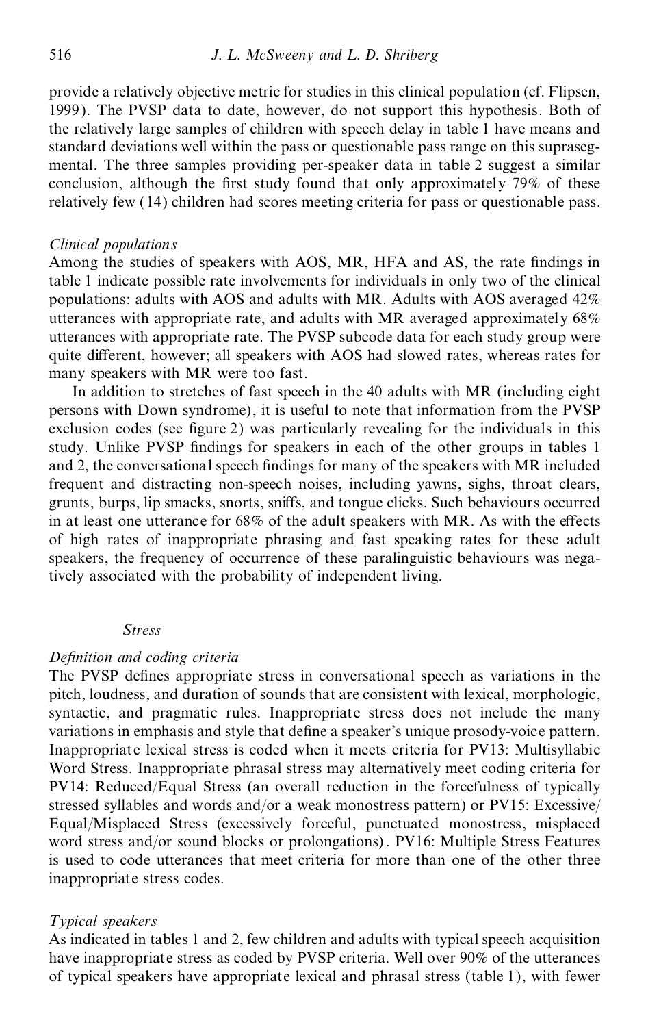provide a relatively objective metric for studies in this clinical population (cf. Flipsen, 1999). The PVSP data to date, however, do not support this hypothesis. Both of the relatively large samples of children with speech delay in table 1 have means and standard deviations well within the pass or questionable pass range on this suprasegmental. The three samples providing per-speaker data in table 2 suggest a similar conclusion, although the first study found that only approximately 79% of these relatively few (14) children had scores meeting criteria for pass or questionable pass.

*Clinical populations*

Among the studies of speakers with AOS, MR, HFA and AS, the rate findings in table 1 indicate possible rate involvements for individuals in only two of the clinical populations: adults with AOS and adults with MR. Adults with AOS averaged 42% utterances with appropriate rate, and adults with MR averaged approximately 68% utterances with appropriate rate. The PVSP subcode data for each study group were quite different, however; all speakers with AOS had slowed rates, whereas rates for many speakers with MR were too fast.

In addition to stretches of fast speech in the 40 adults with MR (including eight persons with Down syndrome), it is useful to note that information from the PVSP exclusion codes (see figure 2) was particularly revealing for the individuals in this study. Unlike PVSP findings for speakers in each of the other groups in tables 1 and 2, the conversational speech findings for many of the speakers with MR included frequent and distracting non-speech noises, including yawns, sighs, throat clears, grunts, burps, lip smacks, snorts, sniffs, and tongue clicks. Such behaviours occurred in at least one utterance for 68% of the adult speakers with MR. As with the effects of high rates of inappropriate phrasing and fast speaking rates for these adult speakers, the frequency of occurrence of these paralinguistic behaviours was negatively associated with the probability of independent living.

### *Stress*

*Definition and coding criteria*

The PVSP defines appropriate stress in conversational speech as variations in the pitch, loudness, and duration of sounds that are consistent with lexical, morphologic, syntactic, and pragmatic rules. Inappropriate stress does not include the many variations in emphasis and style that define a speaker's unique prosody-voice pattern. Inappropriate lexical stress is coded when it meets criteria for PV13: Multisyllabic Word Stress. Inappropriate phrasal stress may alternatively meet coding criteria for PV14: Reduced/Equal Stress (an overall reduction in the forcefulness of typically stressed syllables and words and/or a weak monostress pattern) or PV15: Excessive/Equal/Misplaced Stress (excessively forceful, punctuated monostress, misplaced word stress and/or sound blocks or prolongations). PV16: Multiple Stress Features is used to code utterances that meet criteria for more than one of the other three inappropriate stress codes.

*Typical speakers*

As indicated in tables 1 and 2, few children and adults with typical speech acquisition have inappropriate stress as coded by PVSP criteria. Well over 90% of the utterances of typical speakers have appropriate lexical and phrasal stress (table 1), with fewer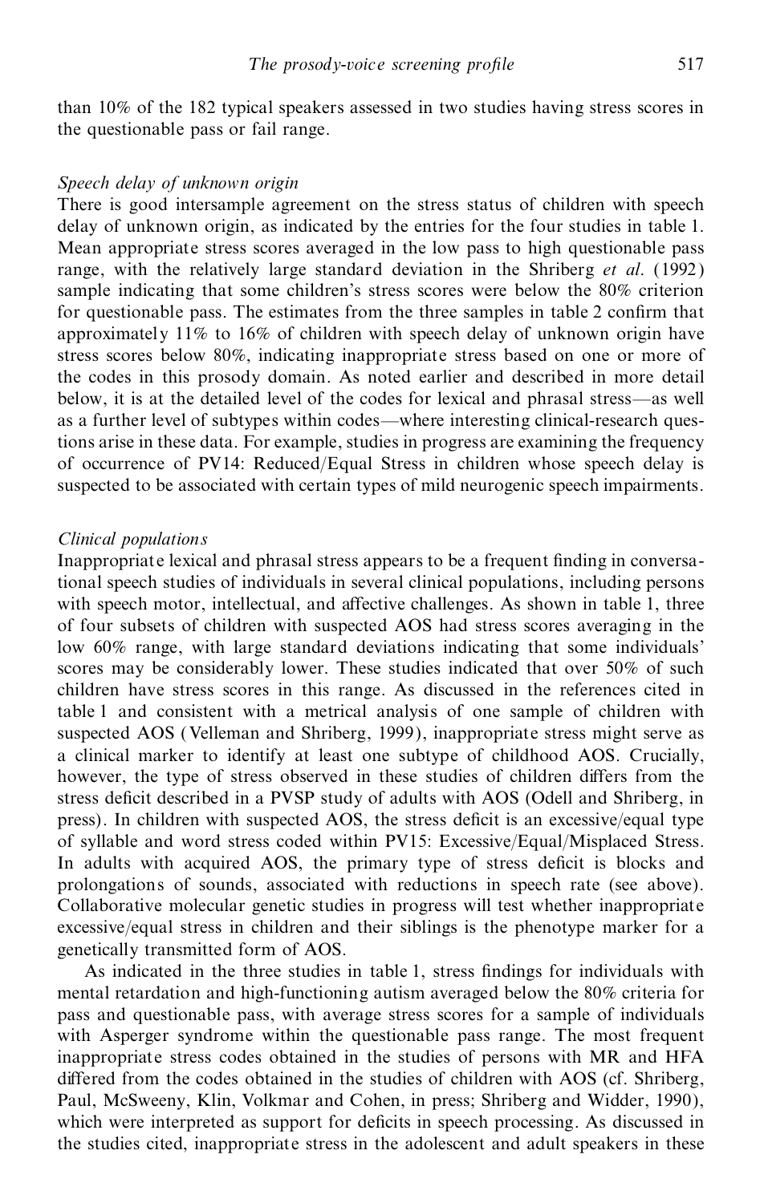than 10% of the 182 typical speakers assessed in two studies having stress scores in the questionable pass or fail range.

*Speech delay of unknown origin*

There is good intersample agreement on the stress status of children with speech delay of unknown origin, as indicated by the entries for the four studies in table 1. Mean appropriate stress scores averaged in the low pass to high questionable pass range, with the relatively large standard deviation in the Shriberg *et al*. (1992) sample indicating that some children's stress scores were below the 80% criterion for questionable pass. The estimates from the three samples in table 2 confirm that approximately 11% to 16% of children with speech delay of unknown origin have stress scores below 80%, indicating inappropriate stress based on one or more of the codes in this prosody domain. As noted earlier and described in more detail below, it is at the detailed level of the codes for lexical and phrasal stress—as well as a further level of subtypes within codes—where interesting clinical-research questions arise in these data. For example, studies in progress are examining the frequency of occurrence of PV14: Reduced/Equal Stress in children whose speech delay is suspected to be associated with certain types of mild neurogenic speech impairments.

*Clinical populations*

Inappropriate lexical and phrasal stress appears to be a frequent finding in conversational speech studies of individuals in several clinical populations, including persons with speech motor, intellectual, and affective challenges. As shown in table 1, three of four subsets of children with suspected AOS had stress scores averaging in the low 60% range, with large standard deviations indicating that some individuals' scores may be considerably lower. These studies indicated that over 50% of such children have stress scores in this range. As discussed in the references cited in table 1 and consistent with a metrical analysis of one sample of children with suspected AOS (Velleman and Shriberg, 1999), inappropriate stress might serve as a clinical marker to identify at least one subtype of childhood AOS. Crucially, however, the type of stress observed in these studies of children differs from the stress deficit described in a PVSP study of adults with AOS (Odell and Shriberg, in press). In children with suspected AOS, the stress deficit is an excessive/equal type of syllable and word stress coded within PV15: Excessive/Equal/Misplaced Stress. In adults with acquired AOS, the primary type of stress deficit is blocks and prolongations of sounds, associated with reductions in speech rate (see above). Collaborative molecular genetic studies in progress will test whether inappropriate excessive/equal stress in children and their siblings is the phenotype marker for a genetically transmitted form of AOS.

As indicated in the three studies in table 1, stress findings for individuals with mental retardation and high-functioning autism averaged below the 80% criteria for pass and questionable pass, with average stress scores for a sample of individuals with Asperger syndrome within the questionable pass range. The most frequent inappropriate stress codes obtained in the studies of persons with MR and HFA differed from the codes obtained in the studies of children with AOS (cf. Shriberg, Paul, McSweeny, Klin, Volkmar and Cohen, in press; Shriberg and Widder, 1990), which were interpreted as support for deficits in speech processing. As discussed in the studies cited, inappropriate stress in the adolescent and adult speakers in these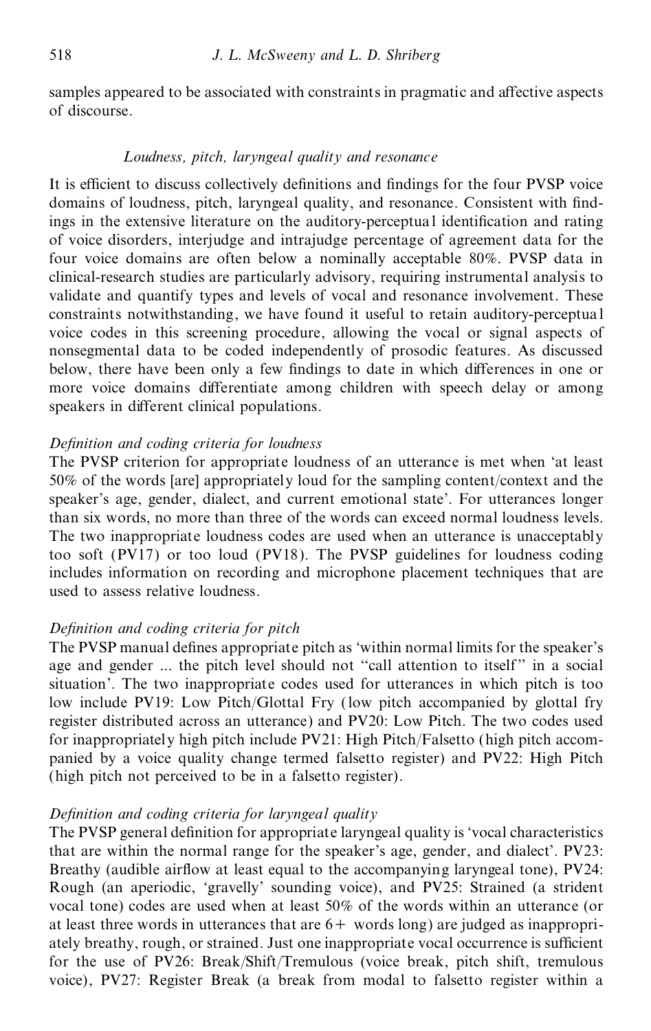samples appeared to be associated with constraints in pragmatic and affective aspects of discourse.

### *Loudness, pitch, laryngeal quality and resonance*

It is efficient to discuss collectively definitions and findings for the four PVSP voice domains of loudness, pitch, laryngeal quality, and resonance. Consistent with findings in the extensive literature on the auditory-perceptual identification and rating of voice disorders, interjudge and intrajudge percentage of agreement data for the four voice domains are often below a nominally acceptable 80%. PVSP data in clinical-research studies are particularly advisory, requiring instrumental analysis to validate and quantify types and levels of vocal and resonance involvement. These constraints notwithstanding, we have found it useful to retain auditory-perceptual voice codes in this screening procedure, allowing the vocal or signal aspects of nonsegmental data to be coded independently of prosodic features. As discussed below, there have been only a few findings to date in which differences in one or more voice domains differentiate among children with speech delay or among speakers in different clinical populations.

#### *Definition and coding criteria for loudness*

The PVSP criterion for appropriate loudness of an utterance is met when 'at least 50% of the words [are] appropriately loud for the sampling content/context and the speaker's age, gender, dialect, and current emotional state'. For utterances longer than six words, no more than three of the words can exceed normal loudness levels. The two inappropriate loudness codes are used when an utterance is unacceptably too soft (PV17) or too loud (PV18). The PVSP guidelines for loudness coding includes information on recording and microphone placement techniques that are used to assess relative loudness.

#### *Definition and coding criteria for pitch*

The PVSP manual defines appropriate pitch as 'within normal limits for the speaker's age and gender ... the pitch level should not "call attention to itself" in a social situation'. The two inappropriate codes used for utterances in which pitch is too low include PV19: Low Pitch/Glottal Fry (low pitch accompanied by glottal fry register distributed across an utterance) and PV20: Low Pitch. The two codes used for inappropriately high pitch include PV21: High Pitch/Falsetto (high pitch accompanied by a voice quality change termed falsetto register) and PV22: High Pitch (high pitch not perceived to be in a falsetto register).

#### *Definition and coding criteria for laryngeal quality*

The PVSP general definition for appropriate laryngeal quality is 'vocal characteristics that are within the normal range for the speaker's age, gender, and dialect'. PV23: Breathy (audible airflow at least equal to the accompanying laryngeal tone), PV24: Rough (an aperiodic, 'gravelly' sounding voice), and PV25: Strained (a strident vocal tone) codes are used when at least 50% of the words within an utterance (or at least three words in utterances that are 6+ words long) are judged as inappropriately breathy, rough, or strained. Just one inappropriate vocal occurrence is sufficient for the use of PV26: Break/Shift/Tremulous (voice break, pitch shift, tremulous voice), PV27: Register Break (a break from modal to falsetto register within a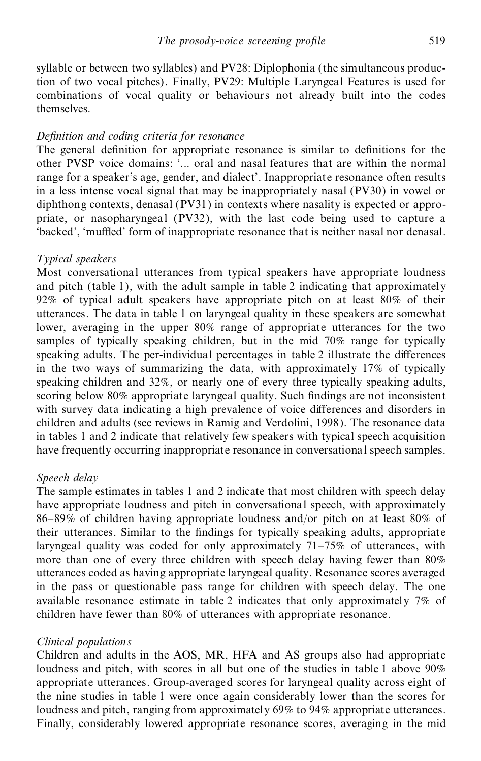syllable or between two syllables) and PV28: Diplophonia (the simultaneous production of two vocal pitches). Finally, PV29: Multiple Laryngeal Features is used for combinations of vocal quality or behaviours not already built into the codes themselves.

*Definition and coding criteria for resonance*

The general definition for appropriate resonance is similar to definitions for the other PVSP voice domains: '... oral and nasal features that are within the normal range for a speaker's age, gender, and dialect'. Inappropriate resonance often results in a less intense vocal signal that may be inappropriately nasal (PV30) in vowel or diphthong contexts, denasal (PV31) in contexts where nasality is expected or appropriate, or nasopharyngeal (PV32), with the last code being used to capture a 'backed', 'muffled' form of inappropriate resonance that is neither nasal nor denasal.

*Typical speakers*

Most conversational utterances from typical speakers have appropriate loudness and pitch (table 1), with the adult sample in table 2 indicating that approximately 92% of typical adult speakers have appropriate pitch on at least 80% of their utterances. The data in table 1 on laryngeal quality in these speakers are somewhat lower, averaging in the upper 80% range of appropriate utterances for the two samples of typically speaking children, but in the mid 70% range for typically speaking adults. The per-individual percentages in table 2 illustrate the differences in the two ways of summarizing the data, with approximately 17% of typically speaking children and 32%, or nearly one of every three typically speaking adults, scoring below 80% appropriate laryngeal quality. Such findings are not inconsistent with survey data indicating a high prevalence of voice differences and disorders in children and adults (see reviews in Ramig and Verdolini, 1998). The resonance data in tables 1 and 2 indicate that relatively few speakers with typical speech acquisition have frequently occurring inappropriate resonance in conversational speech samples.

*Speech delay*

The sample estimates in tables 1 and 2 indicate that most children with speech delay have appropriate loudness and pitch in conversational speech, with approximately 86–89% of children having appropriate loudness and/or pitch on at least 80% of their utterances. Similar to the findings for typically speaking adults, appropriate laryngeal quality was coded for only approximately 71–75% of utterances, with more than one of every three children with speech delay having fewer than 80% utterances coded as having appropriate laryngeal quality. Resonance scores averaged in the pass or questionable pass range for children with speech delay. The one available resonance estimate in table 2 indicates that only approximately 7% of children have fewer than 80% of utterances with appropriate resonance.

*Clinical populations*

Children and adults in the AOS, MR, HFA and AS groups also had appropriate loudness and pitch, with scores in all but one of the studies in table 1 above 90% appropriate utterances. Group-averaged scores for laryngeal quality across eight of the nine studies in table 1 were once again considerably lower than the scores for loudness and pitch, ranging from approximately 69% to 94% appropriate utterances. Finally, considerably lowered appropriate resonance scores, averaging in the mid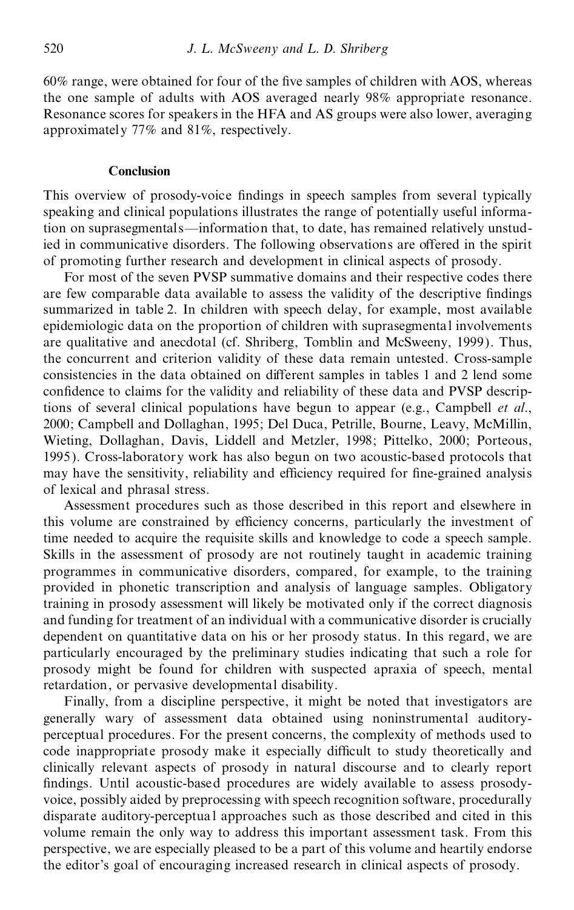60% range, were obtained for four of the five samples of children with AOS, whereas the one sample of adults with AOS averaged nearly 98% appropriate resonance. Resonance scores for speakers in the HFA and AS groups were also lower, averaging approximately 77% and 81%, respectively.

## Conclusion

This overview of prosody-voice findings in speech samples from several typically speaking and clinical populations illustrates the range of potentially useful information on suprasegmentals—information that, to date, has remained relatively unstudied in communicative disorders. The following observations are offered in the spirit of promoting further research and development in clinical aspects of prosody.

For most of the seven PVSP summative domains and their respective codes there are few comparable data available to assess the validity of the descriptive findings summarized in table 2. In children with speech delay, for example, most available epidemiologic data on the proportion of children with suprasegmental involvements are qualitative and anecdotal (cf. Shriberg, Tomblin and McSweeny, 1999). Thus, the concurrent and criterion validity of these data remain untested. Cross-sample consistencies in the data obtained on different samples in tables 1 and 2 lend some confidence to claims for the validity and reliability of these data and PVSP descriptions of several clinical populations have begun to appear (e.g., Campbell *et al*., 2000; Campbell and Dollaghan, 1995; Del Duca, Petrille, Bourne, Leavy, McMillin, Wieting, Dollaghan, Davis, Liddell and Metzler, 1998; Pittelko, 2000; Porteous, 1995). Cross-laboratory work has also begun on two acoustic-based protocols that may have the sensitivity, reliability and efficiency required for fine-grained analysis of lexical and phrasal stress.

Assessment procedures such as those described in this report and elsewhere in this volume are constrained by efficiency concerns, particularly the investment of time needed to acquire the requisite skills and knowledge to code a speech sample. Skills in the assessment of prosody are not routinely taught in academic training programmes in communicative disorders, compared, for example, to the training provided in phonetic transcription and analysis of language samples. Obligatory training in prosody assessment will likely be motivated only if the correct diagnosis and funding for treatment of an individual with a communicative disorder is crucially dependent on quantitative data on his or her prosody status. In this regard, we are particularly encouraged by the preliminary studies indicating that such a role for prosody might be found for children with suspected apraxia of speech, mental retardation, or pervasive developmental disability.

Finally, from a discipline perspective, it might be noted that investigators are generally wary of assessment data obtained using noninstrumental auditory-perceptual procedures. For the present concerns, the complexity of methods used to code inappropriate prosody make it especially difficult to study theoretically and clinically relevant aspects of prosody in natural discourse and to clearly report findings. Until acoustic-based procedures are widely available to assess prosody-voice, possibly aided by preprocessing with speech recognition software, procedurally disparate auditory-perceptual approaches such as those described and cited in this volume remain the only way to address this important assessment task. From this perspective, we are especially pleased to be a part of this volume and heartily endorse the editor's goal of encouraging increased research in clinical aspects of prosody.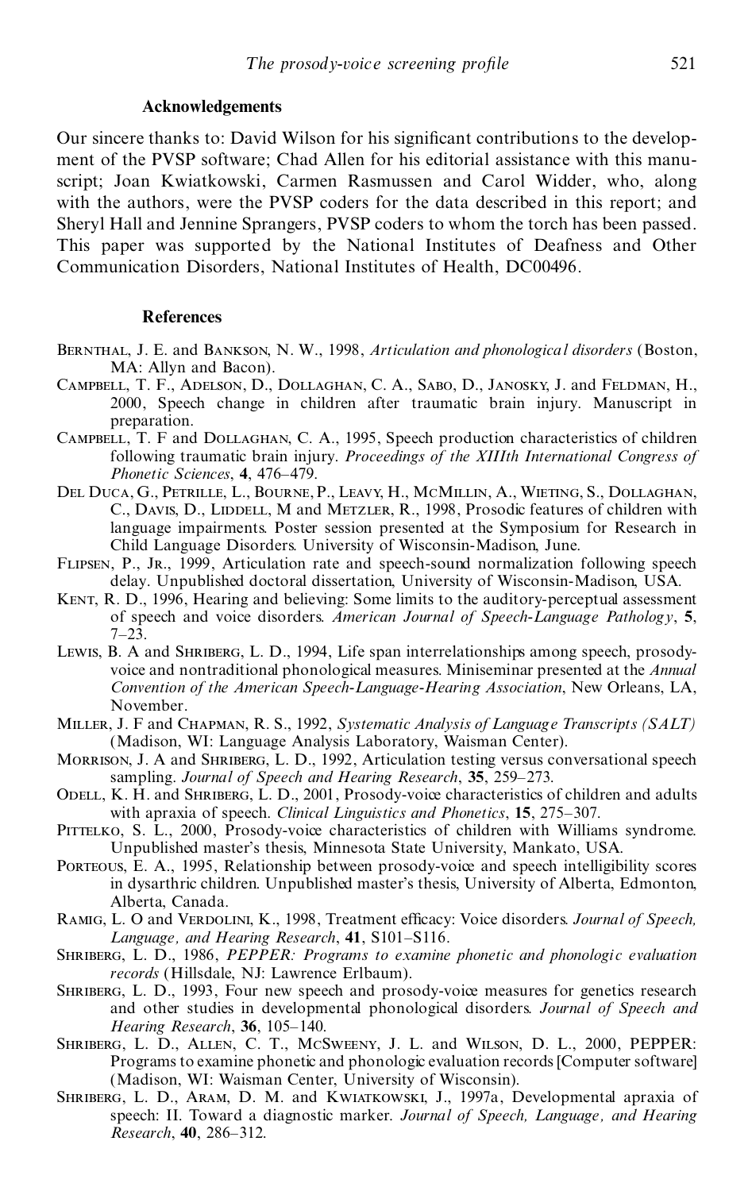### Acknowledgements

Our sincere thanks to: David Wilson for his significant contributions to the development of the PVSP software; Chad Allen for his editorial assistance with this manuscript; Joan Kwiatkowski, Carmen Rasmussen and Carol Widder, who, along with the authors, were the PVSP coders for the data described in this report; and Sheryl Hall and Jennine Sprangers, PVSP coders to whom the torch has been passed. This paper was supported by the National Institutes of Deafness and Other Communication Disorders, National Institutes of Health, DC00496.

### References

Bernthal, J. E. and Bankson, N. W., 1998, *Articulation and phonological disorders* (Boston, MA: Allyn and Bacon).

Campbell, T. F., Adelson, D., Dollaghan, C. A., Sabo, D., Janosky, J. and Feldman, H., 2000, Speech change in children after traumatic brain injury. Manuscript in preparation.

Campbell, T. F and Dollaghan, C. A., 1995, Speech production characteristics of children following traumatic brain injury. *Proceedings of the XIIIth International Congress of Phonetic Sciences*, **4**, 476–479.

Del Duca, G., Petrille, L., Bourne, P., Leavy, H., McMillin, A., Wieting, S., Dollaghan, C., Davis, D., Liddell, M and Metzler, R., 1998, Prosodic features of children with language impairments. Poster session presented at the Symposium for Research in Child Language Disorders. University of Wisconsin-Madison, June.

Flipsen, P., Jr., 1999, Articulation rate and speech-sound normalization following speech delay. Unpublished doctoral dissertation, University of Wisconsin-Madison, USA.

Kent, R. D., 1996, Hearing and believing: Some limits to the auditory-perceptual assessment of speech and voice disorders. *American Journal of Speech-Language Pathology*, **5**, 7–23.

Lewis, B. A and Shriberg, L. D., 1994, Life span interrelationships among speech, prosody-voice and nontraditional phonological measures. Miniseminar presented at the *Annual Convention of the American Speech-Language-Hearing Association*, New Orleans, LA, November.

Miller, J. F and Chapman, R. S., 1992, *Systematic Analysis of Language Transcripts (SALT)* (Madison, WI: Language Analysis Laboratory, Waisman Center).

Morrison, J. A and Shriberg, L. D., 1992, Articulation testing versus conversational speech sampling. *Journal of Speech and Hearing Research*, **35**, 259–273.

Odell, K. H. and Shriberg, L. D., 2001, Prosody-voice characteristics of children and adults with apraxia of speech. *Clinical Linguistics and Phonetics*, **15**, 275–307.

Pittelko, S. L., 2000, Prosody-voice characteristics of children with Williams syndrome. Unpublished master's thesis, Minnesota State University, Mankato, USA.

Porteous, E. A., 1995, Relationship between prosody-voice and speech intelligibility scores in dysarthric children. Unpublished master's thesis, University of Alberta, Edmonton, Alberta, Canada.

Ramig, L. O and Verdolini, K., 1998, Treatment efficacy: Voice disorders. *Journal of Speech, Language, and Hearing Research*, **41**, S101–S116.

Shriberg, L. D., 1986, *PEPPER: Programs to examine phonetic and phonologic evaluation records* (Hillsdale, NJ: Lawrence Erlbaum).

Shriberg, L. D., 1993, Four new speech and prosody-voice measures for genetics research and other studies in developmental phonological disorders. *Journal of Speech and Hearing Research*, **36**, 105–140.

Shriberg, L. D., Allen, C. T., McSweeny, J. L. and Wilson, D. L., 2000, PEPPER: Programs to examine phonetic and phonologic evaluation records [Computer software] (Madison, WI: Waisman Center, University of Wisconsin).

Shriberg, L. D., Aram, D. M. and Kwiatkowski, J., 1997a, Developmental apraxia of speech: II. Toward a diagnostic marker. *Journal of Speech, Language, and Hearing Research*, **40**, 286–312.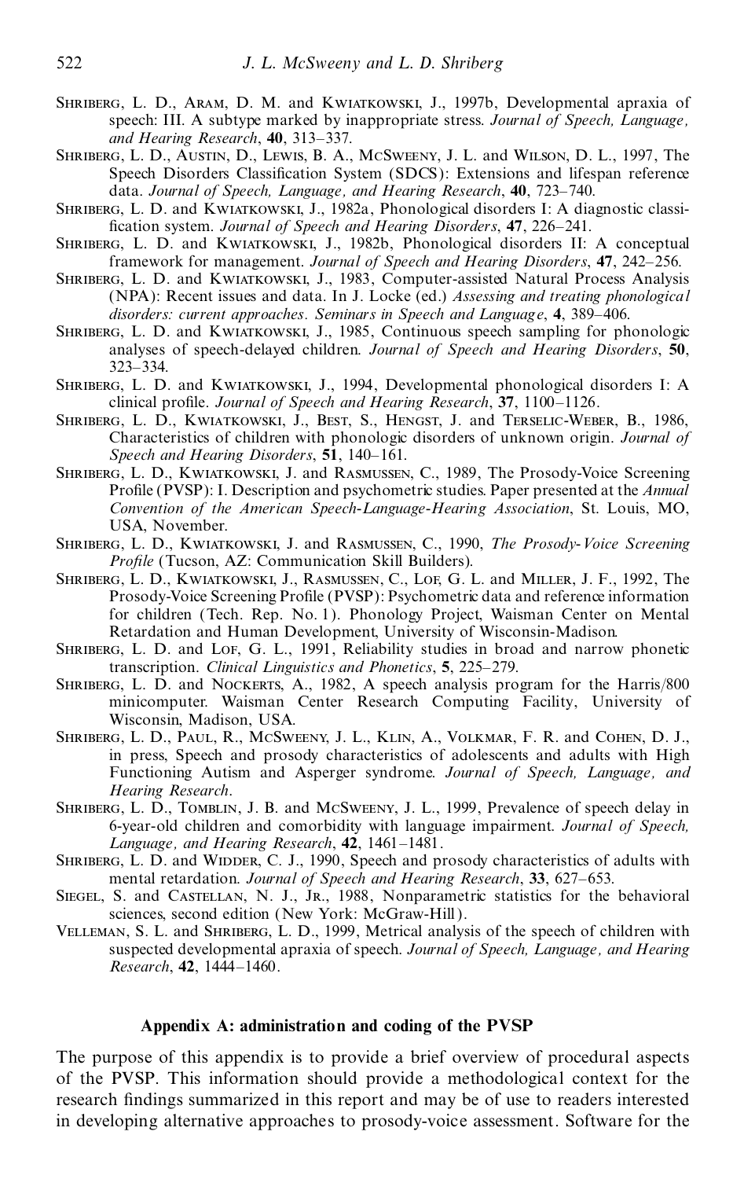Shriberg, L. D., Aram, D. M. and Kwiatkowski, J., 1997b, Developmental apraxia of speech: III. A subtype marked by inappropriate stress. *Journal of Speech, Language, and Hearing Research*, **40**, 313–337.

Shriberg, L. D., Austin, D., Lewis, B. A., McSweeny, J. L. and Wilson, D. L., 1997, The Speech Disorders Classification System (SDCS): Extensions and lifespan reference data. *Journal of Speech, Language, and Hearing Research*, **40**, 723–740.

Shriberg, L. D. and Kwiatkowski, J., 1982a, Phonological disorders I: A diagnostic classification system. *Journal of Speech and Hearing Disorders*, **47**, 226–241.

Shriberg, L. D. and Kwiatkowski, J., 1982b, Phonological disorders II: A conceptual framework for management. *Journal of Speech and Hearing Disorders*, **47**, 242–256.

Shriberg, L. D. and Kwiatkowski, J., 1983, Computer-assisted Natural Process Analysis (NPA): Recent issues and data. In J. Locke (ed.) *Assessing and treating phonological disorders: current approaches. Seminars in Speech and Language*, **4**, 389–406.

Shriberg, L. D. and Kwiatkowski, J., 1985, Continuous speech sampling for phonologic analyses of speech-delayed children. *Journal of Speech and Hearing Disorders*, **50**, 323–334.

Shriberg, L. D. and Kwiatkowski, J., 1994, Developmental phonological disorders I: A clinical profile. *Journal of Speech and Hearing Research*, **37**, 1100–1126.

Shriberg, L. D., Kwiatkowski, J., Best, S., Hengst, J. and Terselic-Weber, B., 1986, Characteristics of children with phonologic disorders of unknown origin. *Journal of Speech and Hearing Disorders*, **51**, 140–161.

Shriberg, L. D., Kwiatkowski, J. and Rasmussen, C., 1989, The Prosody-Voice Screening Profile (PVSP): I. Description and psychometric studies. Paper presented at the *Annual Convention of the American Speech-Language-Hearing Association*, St. Louis, MO, USA, November.

Shriberg, L. D., Kwiatkowski, J. and Rasmussen, C., 1990, *The Prosody-Voice Screening Profile* (Tucson, AZ: Communication Skill Builders).

Shriberg, L. D., Kwiatkowski, J., Rasmussen, C., Lof, G. L. and Miller, J. F., 1992, The Prosody-Voice Screening Profile (PVSP): Psychometric data and reference information for children (Tech. Rep. No. 1). Phonology Project, Waisman Center on Mental Retardation and Human Development, University of Wisconsin-Madison.

Shriberg, L. D. and Lof, G. L., 1991, Reliability studies in broad and narrow phonetic transcription. *Clinical Linguistics and Phonetics*, **5**, 225–279.

Shriberg, L. D. and Nockerts, A., 1982, A speech analysis program for the Harris/800 minicomputer. Waisman Center Research Computing Facility, University of Wisconsin, Madison, USA.

Shriberg, L. D., Paul, R., McSweeny, J. L., Klin, A., Volkmar, F. R. and Cohen, D. J., in press, Speech and prosody characteristics of adolescents and adults with High Functioning Autism and Asperger syndrome. *Journal of Speech, Language, and Hearing Research*.

Shriberg, L. D., Tomblin, J. B. and McSweeny, J. L., 1999, Prevalence of speech delay in 6-year-old children and comorbidity with language impairment. *Journal of Speech, Language, and Hearing Research*, **42**, 1461–1481.

Shriberg, L. D. and Widder, C. J., 1990, Speech and prosody characteristics of adults with mental retardation. *Journal of Speech and Hearing Research*, **33**, 627–653.

Siegel, S. and Castellan, N. J., Jr., 1988, Nonparametric statistics for the behavioral sciences, second edition (New York: McGraw-Hill).

Velleman, S. L. and Shriberg, L. D., 1999, Metrical analysis of the speech of children with suspected developmental apraxia of speech. *Journal of Speech, Language, and Hearing Research*, **42**, 1444–1460.

## Appendix A: administration and coding of the PVSP

The purpose of this appendix is to provide a brief overview of procedural aspects of the PVSP. This information should provide a methodological context for the research findings summarized in this report and may be of use to readers interested in developing alternative approaches to prosody-voice assessment. Software for the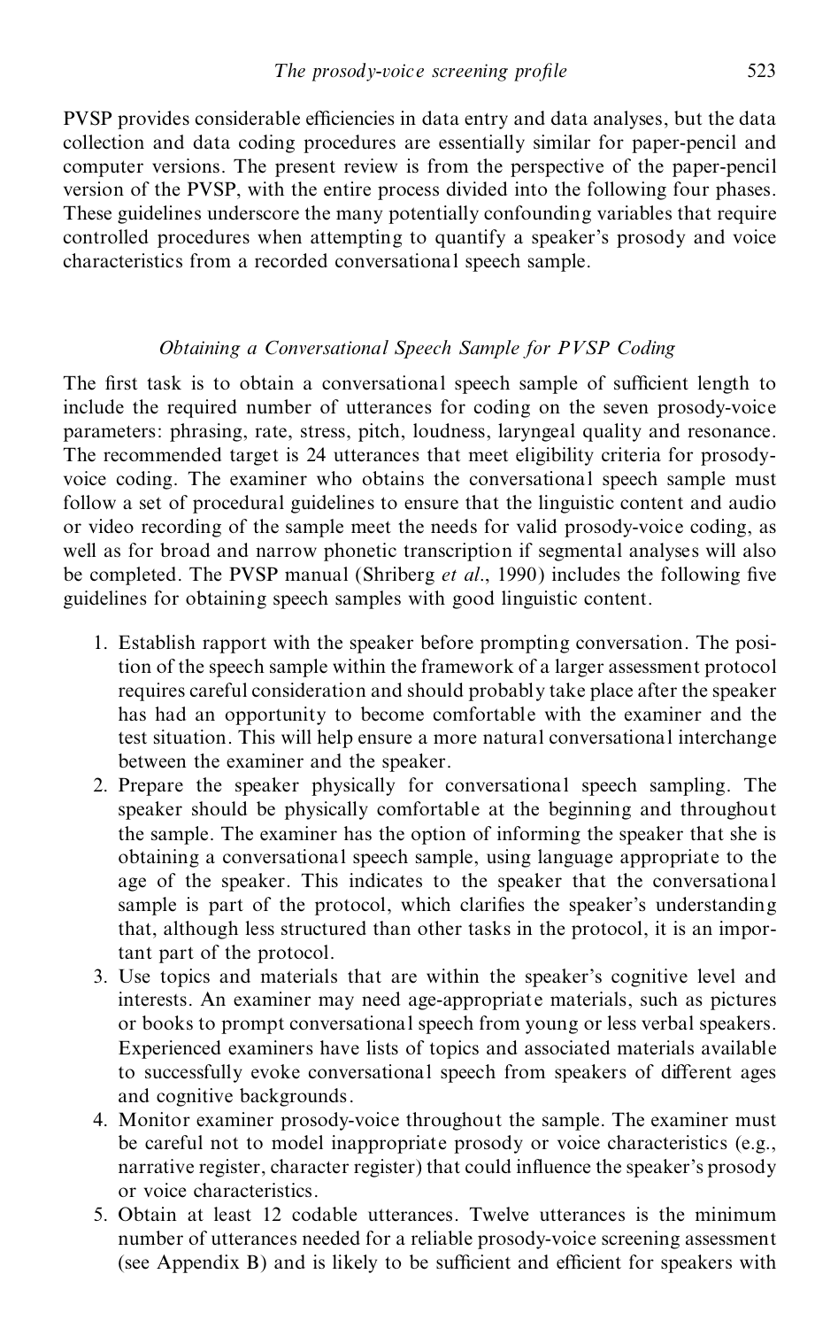PVSP provides considerable efficiencies in data entry and data analyses, but the data collection and data coding procedures are essentially similar for paper-pencil and computer versions. The present review is from the perspective of the paper-pencil version of the PVSP, with the entire process divided into the following four phases. These guidelines underscore the many potentially confounding variables that require controlled procedures when attempting to quantify a speaker's prosody and voice characteristics from a recorded conversational speech sample.

### *Obtaining a Conversational Speech Sample for PVSP Coding*

The first task is to obtain a conversational speech sample of sufficient length to include the required number of utterances for coding on the seven prosody-voice parameters: phrasing, rate, stress, pitch, loudness, laryngeal quality and resonance. The recommended target is 24 utterances that meet eligibility criteria for prosody-voice coding. The examiner who obtains the conversational speech sample must follow a set of procedural guidelines to ensure that the linguistic content and audio or video recording of the sample meet the needs for valid prosody-voice coding, as well as for broad and narrow phonetic transcription if segmental analyses will also be completed. The PVSP manual (Shriberg *et al*., 1990) includes the following five guidelines for obtaining speech samples with good linguistic content.

1. Establish rapport with the speaker before prompting conversation. The position of the speech sample within the framework of a larger assessment protocol requires careful consideration and should probably take place after the speaker has had an opportunity to become comfortable with the examiner and the test situation. This will help ensure a more natural conversational interchange between the examiner and the speaker.
2. Prepare the speaker physically for conversational speech sampling. The speaker should be physically comfortable at the beginning and throughout the sample. The examiner has the option of informing the speaker that she is obtaining a conversational speech sample, using language appropriate to the age of the speaker. This indicates to the speaker that the conversational sample is part of the protocol, which clarifies the speaker's understanding that, although less structured than other tasks in the protocol, it is an important part of the protocol.
3. Use topics and materials that are within the speaker's cognitive level and interests. An examiner may need age-appropriate materials, such as pictures or books to prompt conversational speech from young or less verbal speakers. Experienced examiners have lists of topics and associated materials available to successfully evoke conversational speech from speakers of different ages and cognitive backgrounds.
4. Monitor examiner prosody-voice throughout the sample. The examiner must be careful not to model inappropriate prosody or voice characteristics (e.g., narrative register, character register) that could influence the speaker's prosody or voice characteristics.
5. Obtain at least 12 codable utterances. Twelve utterances is the minimum number of utterances needed for a reliable prosody-voice screening assessment (see Appendix B) and is likely to be sufficient and efficient for speakers with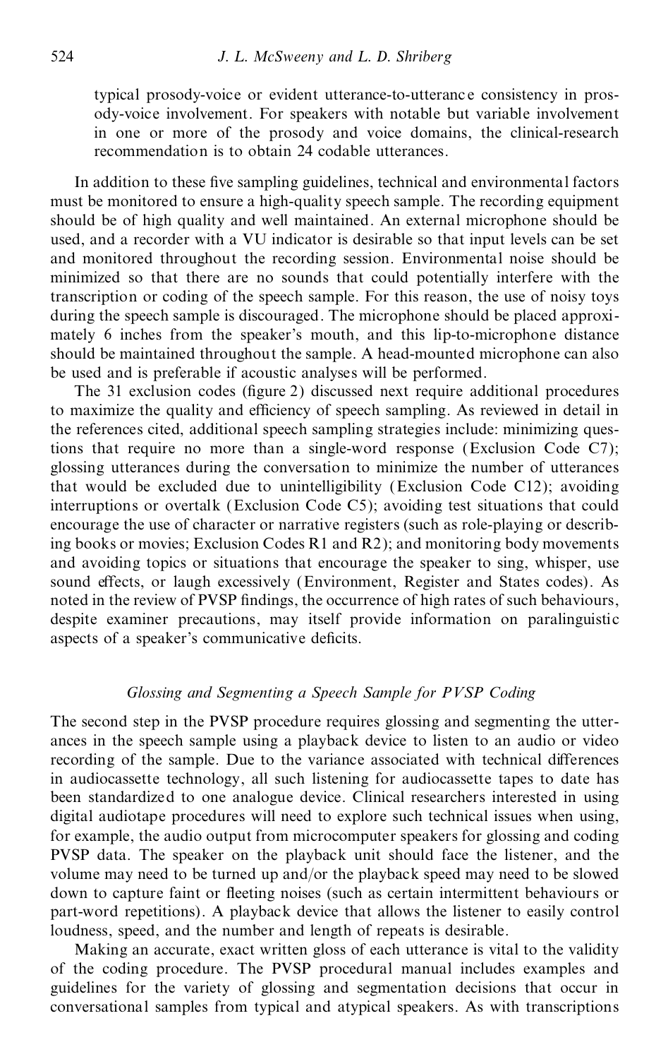typical prosody-voice or evident utterance-to-utterance consistency in prosody-voice involvement. For speakers with notable but variable involvement in one or more of the prosody and voice domains, the clinical-research recommendation is to obtain 24 codable utterances.

In addition to these five sampling guidelines, technical and environmental factors must be monitored to ensure a high-quality speech sample. The recording equipment should be of high quality and well maintained. An external microphone should be used, and a recorder with a VU indicator is desirable so that input levels can be set and monitored throughout the recording session. Environmental noise should be minimized so that there are no sounds that could potentially interfere with the transcription or coding of the speech sample. For this reason, the use of noisy toys during the speech sample is discouraged. The microphone should be placed approximately 6 inches from the speaker's mouth, and this lip-to-microphone distance should be maintained throughout the sample. A head-mounted microphone can also be used and is preferable if acoustic analyses will be performed.

The 31 exclusion codes (figure 2) discussed next require additional procedures to maximize the quality and efficiency of speech sampling. As reviewed in detail in the references cited, additional speech sampling strategies include: minimizing questions that require no more than a single-word response (Exclusion Code C7); glossing utterances during the conversation to minimize the number of utterances that would be excluded due to unintelligibility (Exclusion Code C12); avoiding interruptions or overtalk (Exclusion Code C5); avoiding test situations that could encourage the use of character or narrative registers (such as role-playing or describing books or movies; Exclusion Codes R1 and R2); and monitoring body movements and avoiding topics or situations that encourage the speaker to sing, whisper, use sound effects, or laugh excessively (Environment, Register and States codes). As noted in the review of PVSP findings, the occurrence of high rates of such behaviours, despite examiner precautions, may itself provide information on paralinguistic aspects of a speaker's communicative deficits.

### *Glossing and Segmenting a Speech Sample for PVSP Coding*

The second step in the PVSP procedure requires glossing and segmenting the utterances in the speech sample using a playback device to listen to an audio or video recording of the sample. Due to the variance associated with technical differences in audiocassette technology, all such listening for audiocassette tapes to date has been standardized to one analogue device. Clinical researchers interested in using digital audiotape procedures will need to explore such technical issues when using, for example, the audio output from microcomputer speakers for glossing and coding PVSP data. The speaker on the playback unit should face the listener, and the volume may need to be turned up and/or the playback speed may need to be slowed down to capture faint or fleeting noises (such as certain intermittent behaviours or part-word repetitions). A playback device that allows the listener to easily control loudness, speed, and the number and length of repeats is desirable.

Making an accurate, exact written gloss of each utterance is vital to the validity of the coding procedure. The PVSP procedural manual includes examples and guidelines for the variety of glossing and segmentation decisions that occur in conversational samples from typical and atypical speakers. As with transcriptions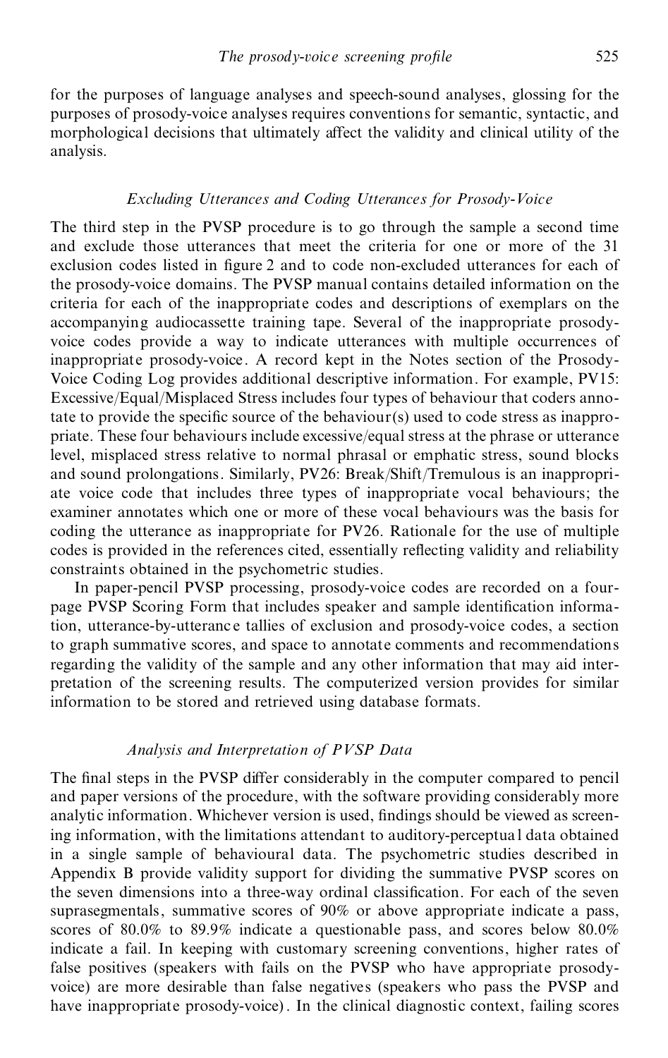for the purposes of language analyses and speech-sound analyses, glossing for the purposes of prosody-voice analyses requires conventions for semantic, syntactic, and morphological decisions that ultimately affect the validity and clinical utility of the analysis.

### *Excluding Utterances and Coding Utterances for Prosody-Voice*

The third step in the PVSP procedure is to go through the sample a second time and exclude those utterances that meet the criteria for one or more of the 31 exclusion codes listed in figure 2 and to code non-excluded utterances for each of the prosody-voice domains. The PVSP manual contains detailed information on the criteria for each of the inappropriate codes and descriptions of exemplars on the accompanying audiocassette training tape. Several of the inappropriate prosody-voice codes provide a way to indicate utterances with multiple occurrences of inappropriate prosody-voice. A record kept in the Notes section of the Prosody-Voice Coding Log provides additional descriptive information. For example, PV15: Excessive/Equal/Misplaced Stress includes four types of behaviour that coders annotate to provide the specific source of the behaviour(s) used to code stress as inappropriate. These four behaviours include excessive/equal stress at the phrase or utterance level, misplaced stress relative to normal phrasal or emphatic stress, sound blocks and sound prolongations. Similarly, PV26: Break/Shift/Tremulous is an inappropriate voice code that includes three types of inappropriate vocal behaviours; the examiner annotates which one or more of these vocal behaviours was the basis for coding the utterance as inappropriate for PV26. Rationale for the use of multiple codes is provided in the references cited, essentially reflecting validity and reliability constraints obtained in the psychometric studies.

In paper-pencil PVSP processing, prosody-voice codes are recorded on a four-page PVSP Scoring Form that includes speaker and sample identification information, utterance-by-utterance tallies of exclusion and prosody-voice codes, a section to graph summative scores, and space to annotate comments and recommendations regarding the validity of the sample and any other information that may aid interpretation of the screening results. The computerized version provides for similar information to be stored and retrieved using database formats.

### *Analysis and Interpretation of PVSP Data*

The final steps in the PVSP differ considerably in the computer compared to pencil and paper versions of the procedure, with the software providing considerably more analytic information. Whichever version is used, findings should be viewed as screening information, with the limitations attendant to auditory-perceptual data obtained in a single sample of behavioural data. The psychometric studies described in Appendix B provide validity support for dividing the summative PVSP scores on the seven dimensions into a three-way ordinal classification. For each of the seven suprasegmentals, summative scores of 90% or above appropriate indicate a pass, scores of 80.0% to 89.9% indicate a questionable pass, and scores below 80.0% indicate a fail. In keeping with customary screening conventions, higher rates of false positives (speakers with fails on the PVSP who have appropriate prosody-voice) are more desirable than false negatives (speakers who pass the PVSP and have inappropriate prosody-voice). In the clinical diagnostic context, failing scores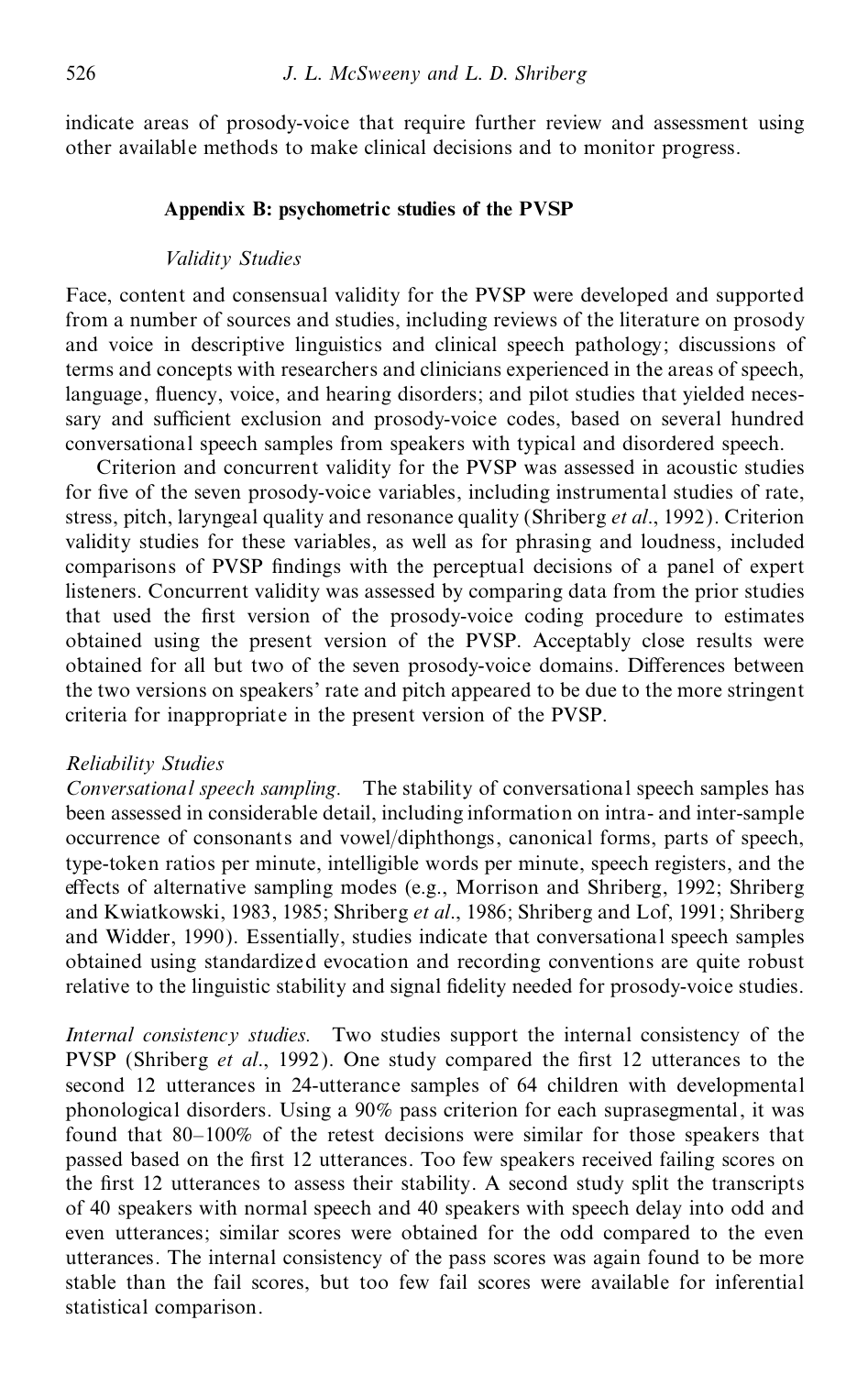indicate areas of prosody-voice that require further review and assessment using other available methods to make clinical decisions and to monitor progress.

## Appendix B: psychometric studies of the PVSP

### *Validity Studies*

Face, content and consensual validity for the PVSP were developed and supported from a number of sources and studies, including reviews of the literature on prosody and voice in descriptive linguistics and clinical speech pathology; discussions of terms and concepts with researchers and clinicians experienced in the areas of speech, language, fluency, voice, and hearing disorders; and pilot studies that yielded necessary and sufficient exclusion and prosody-voice codes, based on several hundred conversational speech samples from speakers with typical and disordered speech.

Criterion and concurrent validity for the PVSP was assessed in acoustic studies for five of the seven prosody-voice variables, including instrumental studies of rate, stress, pitch, laryngeal quality and resonance quality (Shriberg *et al*., 1992). Criterion validity studies for these variables, as well as for phrasing and loudness, included comparisons of PVSP findings with the perceptual decisions of a panel of expert listeners. Concurrent validity was assessed by comparing data from the prior studies that used the first version of the prosody-voice coding procedure to estimates obtained using the present version of the PVSP. Acceptably close results were obtained for all but two of the seven prosody-voice domains. Differences between the two versions on speakers' rate and pitch appeared to be due to the more stringent criteria for inappropriate in the present version of the PVSP.

### *Reliability Studies*

*Conversational speech sampling.* The stability of conversational speech samples has been assessed in considerable detail, including information on intra- and inter-sample occurrence of consonants and vowel/diphthongs, canonical forms, parts of speech, type-token ratios per minute, intelligible words per minute, speech registers, and the effects of alternative sampling modes (e.g., Morrison and Shriberg, 1992; Shriberg and Kwiatkowski, 1983, 1985; Shriberg *et al*., 1986; Shriberg and Lof, 1991; Shriberg and Widder, 1990). Essentially, studies indicate that conversational speech samples obtained using standardized evocation and recording conventions are quite robust relative to the linguistic stability and signal fidelity needed for prosody-voice studies.

*Internal consistency studies.* Two studies support the internal consistency of the PVSP (Shriberg *et al*., 1992). One study compared the first 12 utterances to the second 12 utterances in 24-utterance samples of 64 children with developmental phonological disorders. Using a 90% pass criterion for each suprasegmental, it was found that 80–100% of the retest decisions were similar for those speakers that passed based on the first 12 utterances. Too few speakers received failing scores on the first 12 utterances to assess their stability. A second study split the transcripts of 40 speakers with normal speech and 40 speakers with speech delay into odd and even utterances; similar scores were obtained for the odd compared to the even utterances. The internal consistency of the pass scores was again found to be more stable than the fail scores, but too few fail scores were available for inferential statistical comparison.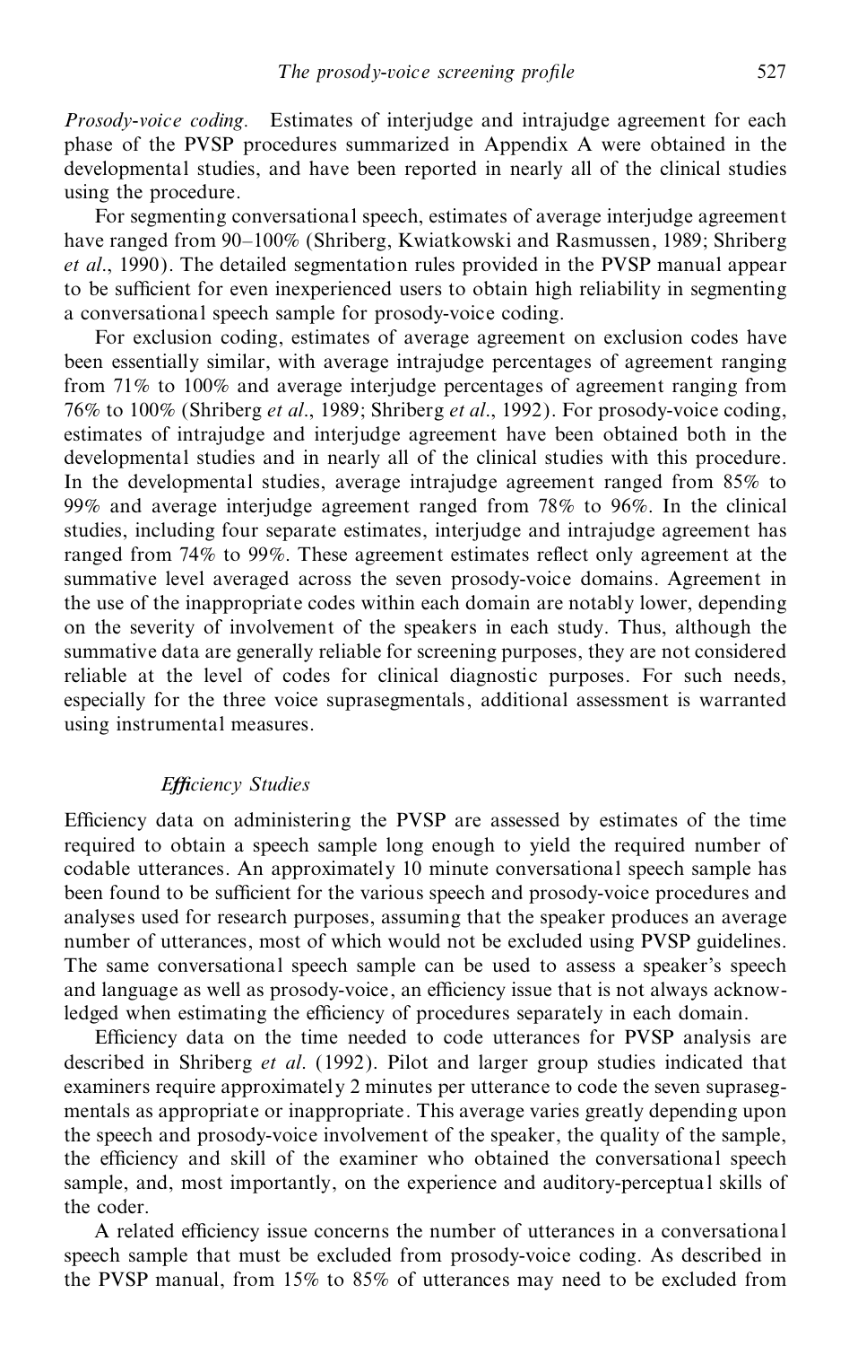*Prosody-voice coding.* Estimates of interjudge and intrajudge agreement for each phase of the PVSP procedures summarized in Appendix A were obtained in the developmental studies, and have been reported in nearly all of the clinical studies using the procedure.

For segmenting conversational speech, estimates of average interjudge agreement have ranged from 90–100% (Shriberg, Kwiatkowski and Rasmussen, 1989; Shriberg *et al.*, 1990). The detailed segmentation rules provided in the PVSP manual appear to be sufficient for even inexperienced users to obtain high reliability in segmenting a conversational speech sample for prosody-voice coding.

For exclusion coding, estimates of average agreement on exclusion codes have been essentially similar, with average intrajudge percentages of agreement ranging from 71% to 100% and average interjudge percentages of agreement ranging from 76% to 100% (Shriberg *et al.*, 1989; Shriberg *et al.*, 1992). For prosody-voice coding, estimates of intrajudge and interjudge agreement have been obtained both in the developmental studies and in nearly all of the clinical studies with this procedure. In the developmental studies, average intrajudge agreement ranged from 85% to 99% and average interjudge agreement ranged from 78% to 96%. In the clinical studies, including four separate estimates, interjudge and intrajudge agreement has ranged from 74% to 99%. These agreement estimates reflect only agreement at the summative level averaged across the seven prosody-voice domains. Agreement in the use of the inappropriate codes within each domain are notably lower, depending on the severity of involvement of the speakers in each study. Thus, although the summative data are generally reliable for screening purposes, they are not considered reliable at the level of codes for clinical diagnostic purposes. For such needs, especially for the three voice suprasegmentals, additional assessment is warranted using instrumental measures.

### *Efficiency Studies*

Efficiency data on administering the PVSP are assessed by estimates of the time required to obtain a speech sample long enough to yield the required number of codable utterances. An approximately 10 minute conversational speech sample has been found to be sufficient for the various speech and prosody-voice procedures and analyses used for research purposes, assuming that the speaker produces an average number of utterances, most of which would not be excluded using PVSP guidelines. The same conversational speech sample can be used to assess a speaker's speech and language as well as prosody-voice, an efficiency issue that is not always acknowledged when estimating the efficiency of procedures separately in each domain.

Efficiency data on the time needed to code utterances for PVSP analysis are described in Shriberg *et al.* (1992). Pilot and larger group studies indicated that examiners require approximately 2 minutes per utterance to code the seven suprasegmentals as appropriate or inappropriate. This average varies greatly depending upon the speech and prosody-voice involvement of the speaker, the quality of the sample, the efficiency and skill of the examiner who obtained the conversational speech sample, and, most importantly, on the experience and auditory-perceptual skills of the coder.

A related efficiency issue concerns the number of utterances in a conversational speech sample that must be excluded from prosody-voice coding. As described in the PVSP manual, from 15% to 85% of utterances may need to be excluded from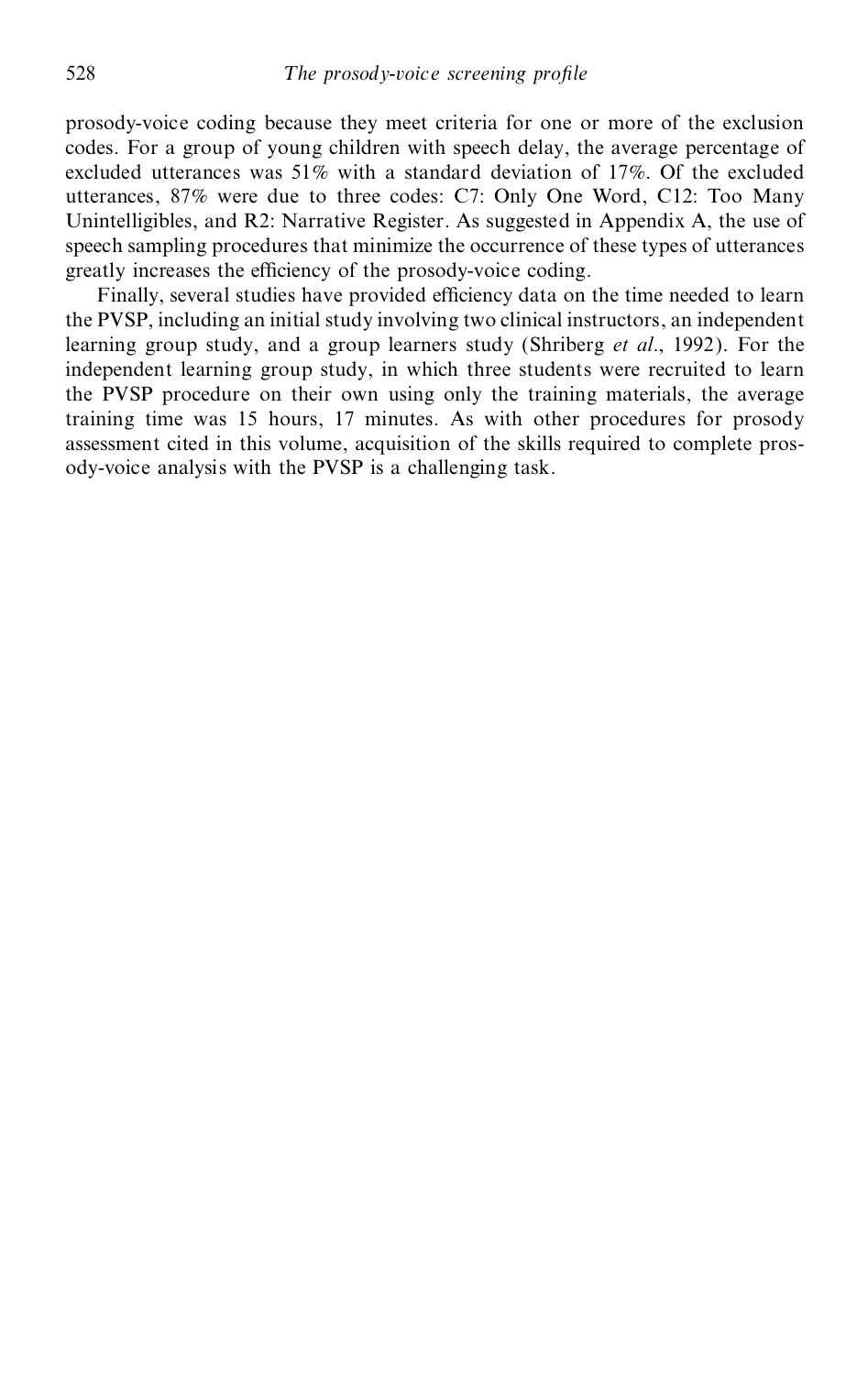prosody-voice coding because they meet criteria for one or more of the exclusion codes. For a group of young children with speech delay, the average percentage of excluded utterances was 51% with a standard deviation of 17%. Of the excluded utterances, 87% were due to three codes: C7: Only One Word, C12: Too Many Unintelligibles, and R2: Narrative Register. As suggested in Appendix A, the use of speech sampling procedures that minimize the occurrence of these types of utterances greatly increases the efficiency of the prosody-voice coding.

Finally, several studies have provided efficiency data on the time needed to learn the PVSP, including an initial study involving two clinical instructors, an independent learning group study, and a group learners study (Shriberg *et al*., 1992). For the independent learning group study, in which three students were recruited to learn the PVSP procedure on their own using only the training materials, the average training time was 15 hours, 17 minutes. As with other procedures for prosody assessment cited in this volume, acquisition of the skills required to complete prosody-voice analysis with the PVSP is a challenging task.